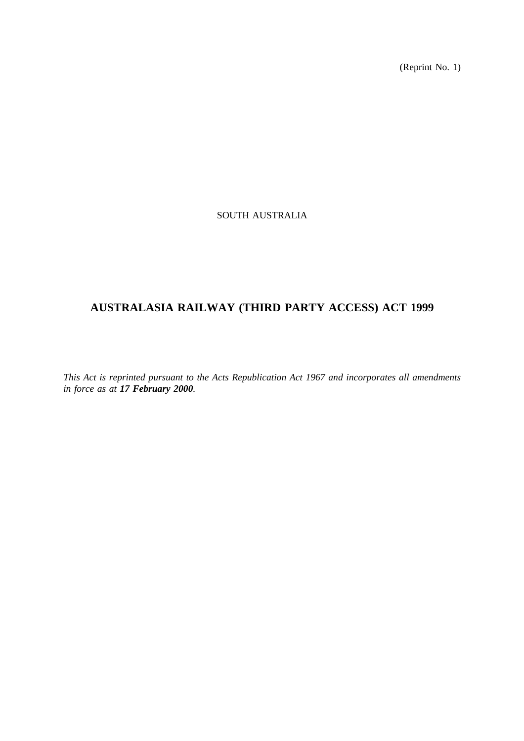(Reprint No. 1)

SOUTH AUSTRALIA

# AUSTRALASIA RAILWAY (THIRD PARTY ACCESS) ACT 1999

*This Act is reprinted pursuant to the Acts Republication Act 1967 and incorporates all amendments in force as at **17 February 2000**.*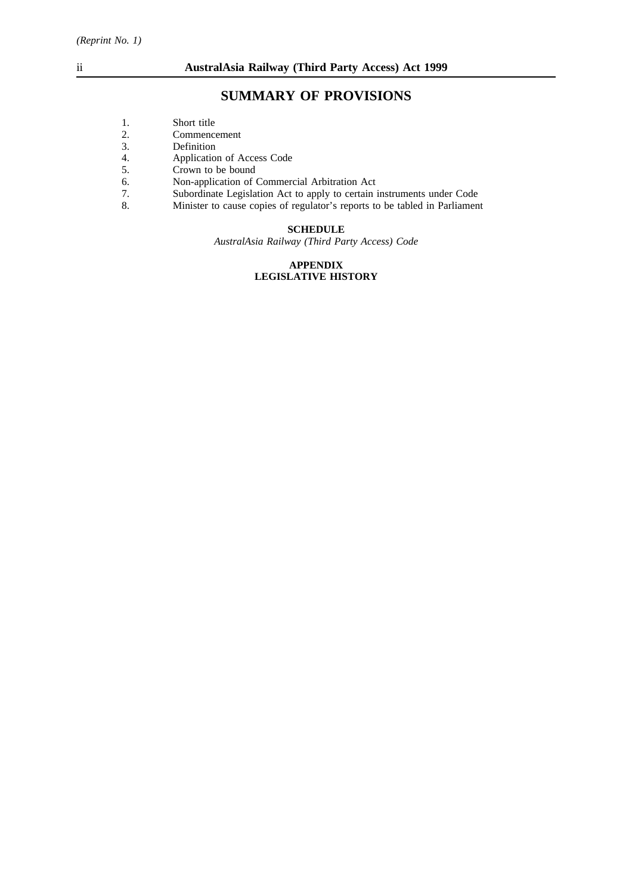## SUMMARY OF PROVISIONS

1. Short title
2. Commencement
3. Definition
4. Application of Access Code
5. Crown to be bound
6. Non-application of Commercial Arbitration Act
7. Subordinate Legislation Act to apply to certain instruments under Code
8. Minister to cause copies of regulator's reports to be tabled in Parliament

**SCHEDULE**

*AustralAsia Railway (Third Party Access) Code*

**APPENDIX**
**LEGISLATIVE HISTORY**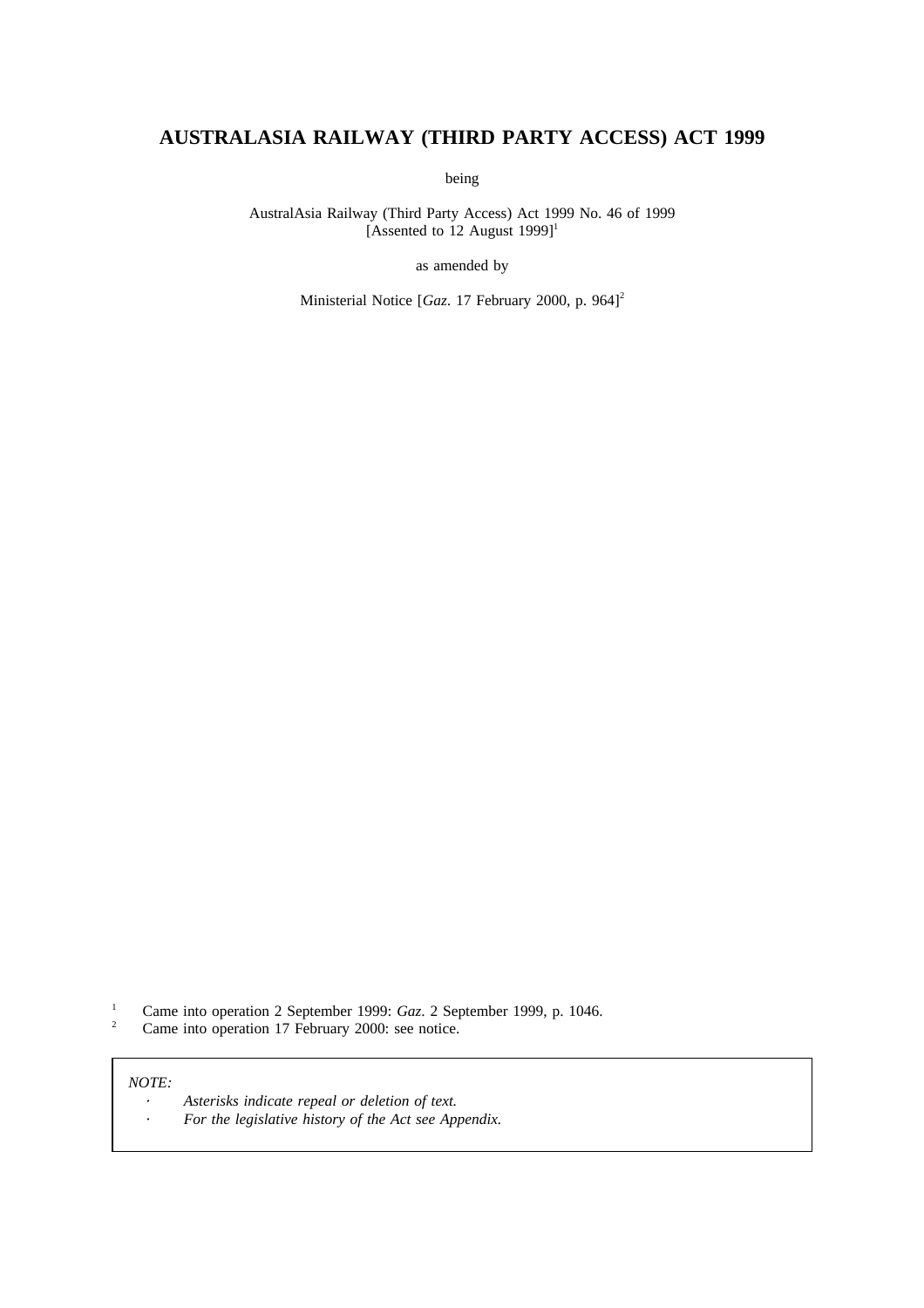# AUSTRALASIA RAILWAY (THIRD PARTY ACCESS) ACT 1999

being

AustralAsia Railway (Third Party Access) Act 1999 No. 46 of 1999
[Assented to 12 August 1999][1]

as amended by

Ministerial Notice [*Gaz*. 17 February 2000, p. 964][2]

[1] Came into operation 2 September 1999: *Gaz*. 2 September 1999, p. 1046.
[2] Came into operation 17 February 2000: see notice.

*NOTE:*
- *Asterisks indicate repeal or deletion of text.*
- *For the legislative history of the Act see Appendix.*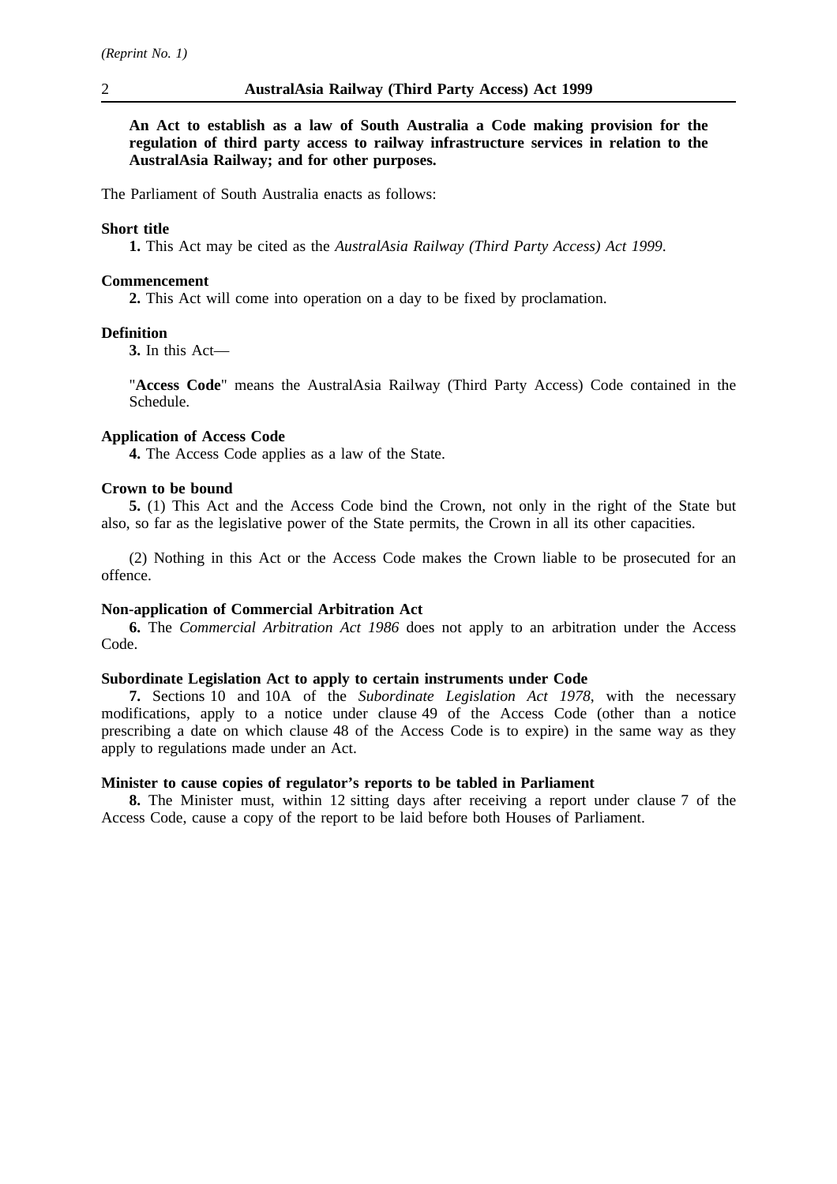**An Act to establish as a law of South Australia a Code making provision for the regulation of third party access to railway infrastructure services in relation to the AustralAsia Railway; and for other purposes.**

The Parliament of South Australia enacts as follows:

**Short title**

**1.** This Act may be cited as the *AustralAsia Railway (Third Party Access) Act 1999*.

**Commencement**

**2.** This Act will come into operation on a day to be fixed by proclamation.

**Definition**

**3.** In this Act—

"**Access Code**" means the AustralAsia Railway (Third Party Access) Code contained in the Schedule.

**Application of Access Code**

**4.** The Access Code applies as a law of the State.

**Crown to be bound**

**5.** (1) This Act and the Access Code bind the Crown, not only in the right of the State but also, so far as the legislative power of the State permits, the Crown in all its other capacities.

(2) Nothing in this Act or the Access Code makes the Crown liable to be prosecuted for an offence.

**Non-application of Commercial Arbitration Act**

**6.** The *Commercial Arbitration Act 1986* does not apply to an arbitration under the Access Code.

**Subordinate Legislation Act to apply to certain instruments under Code**

**7.** Sections 10 and 10A of the *Subordinate Legislation Act 1978*, with the necessary modifications, apply to a notice under clause 49 of the Access Code (other than a notice prescribing a date on which clause 48 of the Access Code is to expire) in the same way as they apply to regulations made under an Act.

**Minister to cause copies of regulator's reports to be tabled in Parliament**

**8.** The Minister must, within 12 sitting days after receiving a report under clause 7 of the Access Code, cause a copy of the report to be laid before both Houses of Parliament.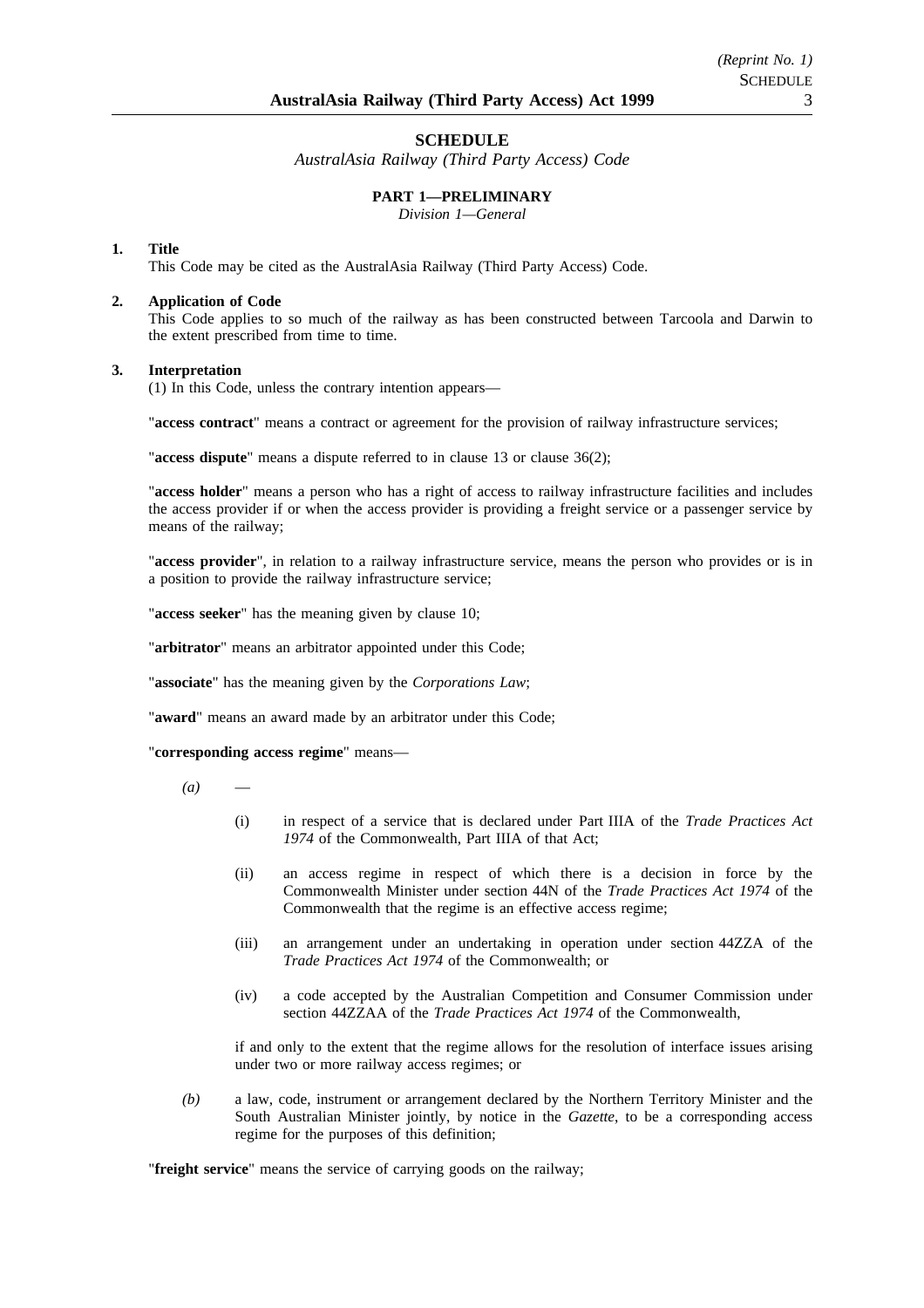# SCHEDULE

*AustralAsia Railway (Third Party Access) Code*

## PART 1—PRELIMINARY

*Division 1—General*

### 1. Title

This Code may be cited as the AustralAsia Railway (Third Party Access) Code.

### 2. Application of Code

This Code applies to so much of the railway as has been constructed between Tarcoola and Darwin to the extent prescribed from time to time.

### 3. Interpretation

(1) In this Code, unless the contrary intention appears—

"**access contract**" means a contract or agreement for the provision of railway infrastructure services;

"**access dispute**" means a dispute referred to in clause 13 or clause 36(2);

"**access holder**" means a person who has a right of access to railway infrastructure facilities and includes the access provider if or when the access provider is providing a freight service or a passenger service by means of the railway;

"**access provider**", in relation to a railway infrastructure service, means the person who provides or is in a position to provide the railway infrastructure service;

"**access seeker**" has the meaning given by clause 10;

"**arbitrator**" means an arbitrator appointed under this Code;

"**associate**" has the meaning given by the *Corporations Law*;

"**award**" means an award made by an arbitrator under this Code;

"**corresponding access regime**" means—

*(a)* —

(i) in respect of a service that is declared under Part IIIA of the *Trade Practices Act 1974* of the Commonwealth, Part IIIA of that Act;

(ii) an access regime in respect of which there is a decision in force by the Commonwealth Minister under section 44N of the *Trade Practices Act 1974* of the Commonwealth that the regime is an effective access regime;

(iii) an arrangement under an undertaking in operation under section 44ZZA of the *Trade Practices Act 1974* of the Commonwealth; or

(iv) a code accepted by the Australian Competition and Consumer Commission under section 44ZZAA of the *Trade Practices Act 1974* of the Commonwealth,

if and only to the extent that the regime allows for the resolution of interface issues arising under two or more railway access regimes; or

*(b)* a law, code, instrument or arrangement declared by the Northern Territory Minister and the South Australian Minister jointly, by notice in the *Gazette*, to be a corresponding access regime for the purposes of this definition;

"**freight service**" means the service of carrying goods on the railway;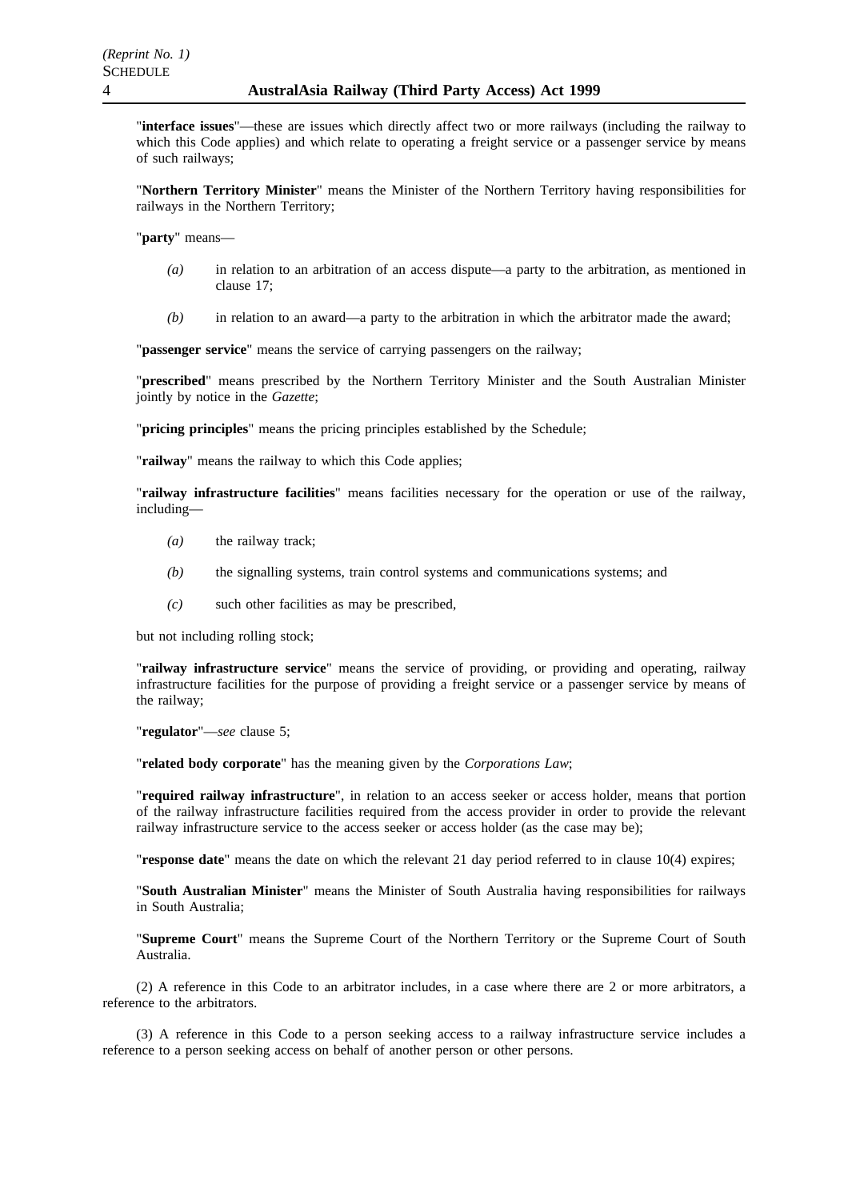"**interface issues**"—these are issues which directly affect two or more railways (including the railway to which this Code applies) and which relate to operating a freight service or a passenger service by means of such railways;

"**Northern Territory Minister**" means the Minister of the Northern Territory having responsibilities for railways in the Northern Territory;

"**party**" means—

*(a)* in relation to an arbitration of an access dispute—a party to the arbitration, as mentioned in clause 17;

*(b)* in relation to an award—a party to the arbitration in which the arbitrator made the award;

"**passenger service**" means the service of carrying passengers on the railway;

"**prescribed**" means prescribed by the Northern Territory Minister and the South Australian Minister jointly by notice in the *Gazette*;

"**pricing principles**" means the pricing principles established by the Schedule;

"**railway**" means the railway to which this Code applies;

"**railway infrastructure facilities**" means facilities necessary for the operation or use of the railway, including—

*(a)* the railway track;

*(b)* the signalling systems, train control systems and communications systems; and

*(c)* such other facilities as may be prescribed,

but not including rolling stock;

"**railway infrastructure service**" means the service of providing, or providing and operating, railway infrastructure facilities for the purpose of providing a freight service or a passenger service by means of the railway;

"**regulator**"—*see* clause 5;

"**related body corporate**" has the meaning given by the *Corporations Law*;

"**required railway infrastructure**", in relation to an access seeker or access holder, means that portion of the railway infrastructure facilities required from the access provider in order to provide the relevant railway infrastructure service to the access seeker or access holder (as the case may be);

"**response date**" means the date on which the relevant 21 day period referred to in clause 10(4) expires;

"**South Australian Minister**" means the Minister of South Australia having responsibilities for railways in South Australia;

"**Supreme Court**" means the Supreme Court of the Northern Territory or the Supreme Court of South Australia.

(2) A reference in this Code to an arbitrator includes, in a case where there are 2 or more arbitrators, a reference to the arbitrators.

(3) A reference in this Code to a person seeking access to a railway infrastructure service includes a reference to a person seeking access on behalf of another person or other persons.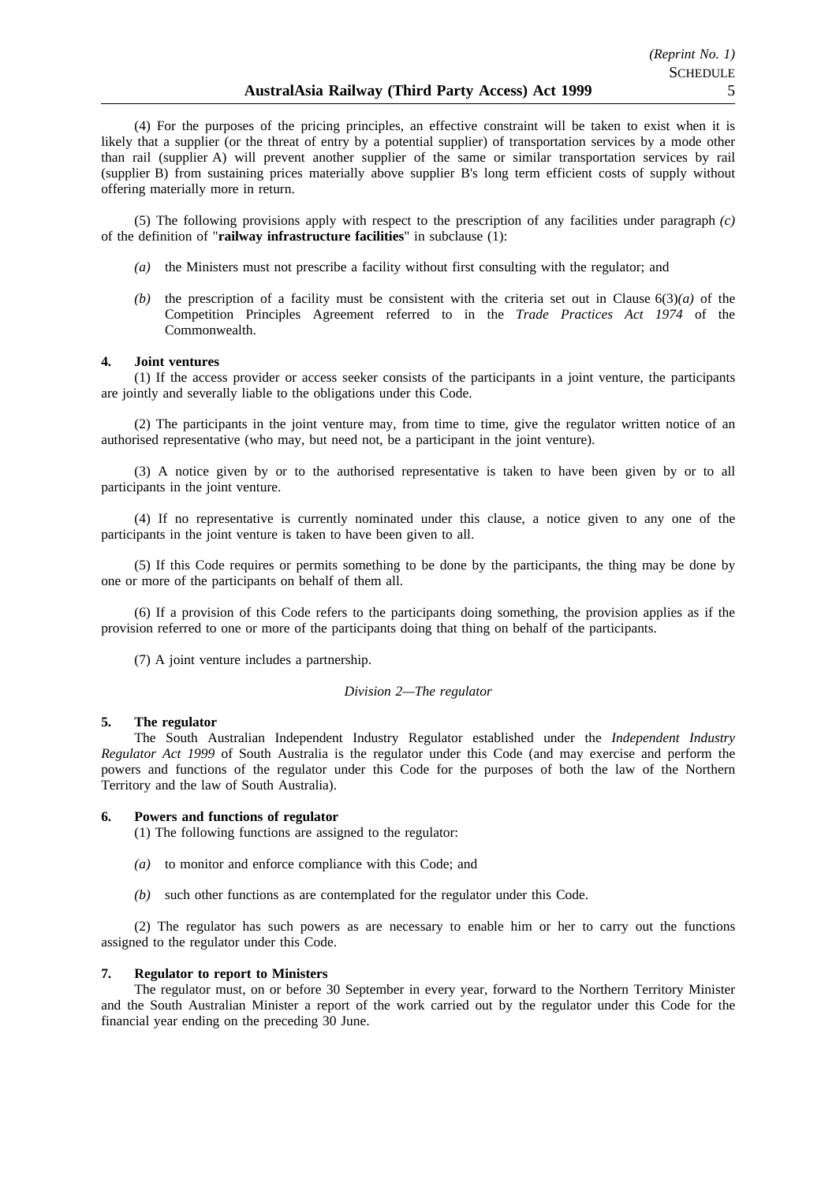(4) For the purposes of the pricing principles, an effective constraint will be taken to exist when it is likely that a supplier (or the threat of entry by a potential supplier) of transportation services by a mode other than rail (supplier A) will prevent another supplier of the same or similar transportation services by rail (supplier B) from sustaining prices materially above supplier B's long term efficient costs of supply without offering materially more in return.

(5) The following provisions apply with respect to the prescription of any facilities under paragraph *(c)* of the definition of "**railway infrastructure facilities**" in subclause (1):

*(a)* the Ministers must not prescribe a facility without first consulting with the regulator; and

*(b)* the prescription of a facility must be consistent with the criteria set out in Clause 6(3)*(a)* of the Competition Principles Agreement referred to in the *Trade Practices Act 1974* of the Commonwealth.

**4. Joint ventures**

(1) If the access provider or access seeker consists of the participants in a joint venture, the participants are jointly and severally liable to the obligations under this Code.

(2) The participants in the joint venture may, from time to time, give the regulator written notice of an authorised representative (who may, but need not, be a participant in the joint venture).

(3) A notice given by or to the authorised representative is taken to have been given by or to all participants in the joint venture.

(4) If no representative is currently nominated under this clause, a notice given to any one of the participants in the joint venture is taken to have been given to all.

(5) If this Code requires or permits something to be done by the participants, the thing may be done by one or more of the participants on behalf of them all.

(6) If a provision of this Code refers to the participants doing something, the provision applies as if the provision referred to one or more of the participants doing that thing on behalf of the participants.

(7) A joint venture includes a partnership.

*Division 2—The regulator*

**5. The regulator**

The South Australian Independent Industry Regulator established under the *Independent Industry Regulator Act 1999* of South Australia is the regulator under this Code (and may exercise and perform the powers and functions of the regulator under this Code for the purposes of both the law of the Northern Territory and the law of South Australia).

**6. Powers and functions of regulator**

(1) The following functions are assigned to the regulator:

*(a)* to monitor and enforce compliance with this Code; and

*(b)* such other functions as are contemplated for the regulator under this Code.

(2) The regulator has such powers as are necessary to enable him or her to carry out the functions assigned to the regulator under this Code.

**7. Regulator to report to Ministers**

The regulator must, on or before 30 September in every year, forward to the Northern Territory Minister and the South Australian Minister a report of the work carried out by the regulator under this Code for the financial year ending on the preceding 30 June.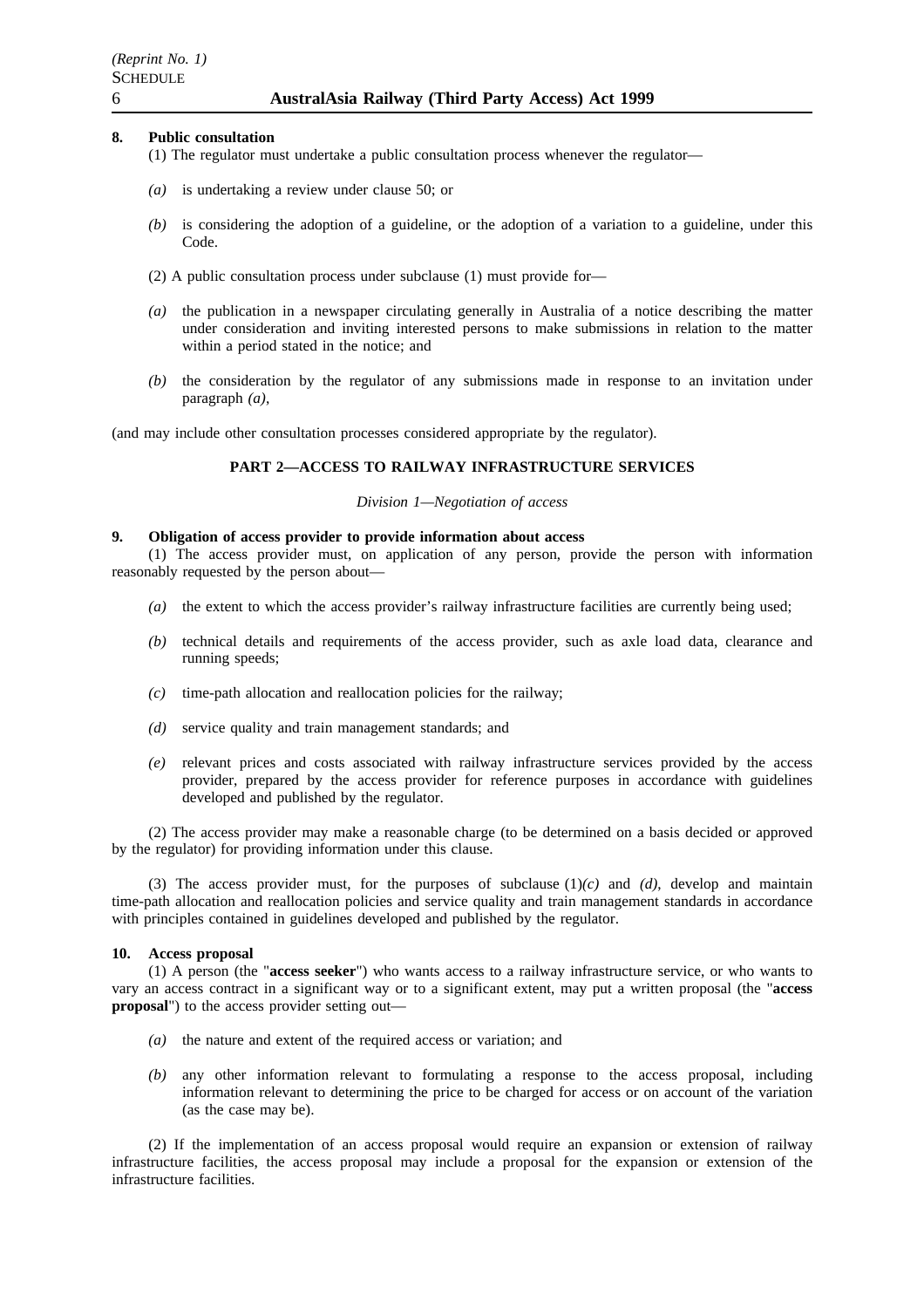**8. Public consultation**

(1) The regulator must undertake a public consultation process whenever the regulator—

*(a)* is undertaking a review under clause 50; or

*(b)* is considering the adoption of a guideline, or the adoption of a variation to a guideline, under this Code.

(2) A public consultation process under subclause (1) must provide for—

*(a)* the publication in a newspaper circulating generally in Australia of a notice describing the matter under consideration and inviting interested persons to make submissions in relation to the matter within a period stated in the notice; and

*(b)* the consideration by the regulator of any submissions made in response to an invitation under paragraph *(a)*,

(and may include other consultation processes considered appropriate by the regulator).

## PART 2—ACCESS TO RAILWAY INFRASTRUCTURE SERVICES

*Division 1—Negotiation of access*

**9. Obligation of access provider to provide information about access**

(1) The access provider must, on application of any person, provide the person with information reasonably requested by the person about—

*(a)* the extent to which the access provider's railway infrastructure facilities are currently being used;

*(b)* technical details and requirements of the access provider, such as axle load data, clearance and running speeds;

*(c)* time-path allocation and reallocation policies for the railway;

*(d)* service quality and train management standards; and

*(e)* relevant prices and costs associated with railway infrastructure services provided by the access provider, prepared by the access provider for reference purposes in accordance with guidelines developed and published by the regulator.

(2) The access provider may make a reasonable charge (to be determined on a basis decided or approved by the regulator) for providing information under this clause.

(3) The access provider must, for the purposes of subclause (1)*(c)* and *(d)*, develop and maintain time-path allocation and reallocation policies and service quality and train management standards in accordance with principles contained in guidelines developed and published by the regulator.

**10. Access proposal**

(1) A person (the "**access seeker**") who wants access to a railway infrastructure service, or who wants to vary an access contract in a significant way or to a significant extent, may put a written proposal (the "**access proposal**") to the access provider setting out—

*(a)* the nature and extent of the required access or variation; and

*(b)* any other information relevant to formulating a response to the access proposal, including information relevant to determining the price to be charged for access or on account of the variation (as the case may be).

(2) If the implementation of an access proposal would require an expansion or extension of railway infrastructure facilities, the access proposal may include a proposal for the expansion or extension of the infrastructure facilities.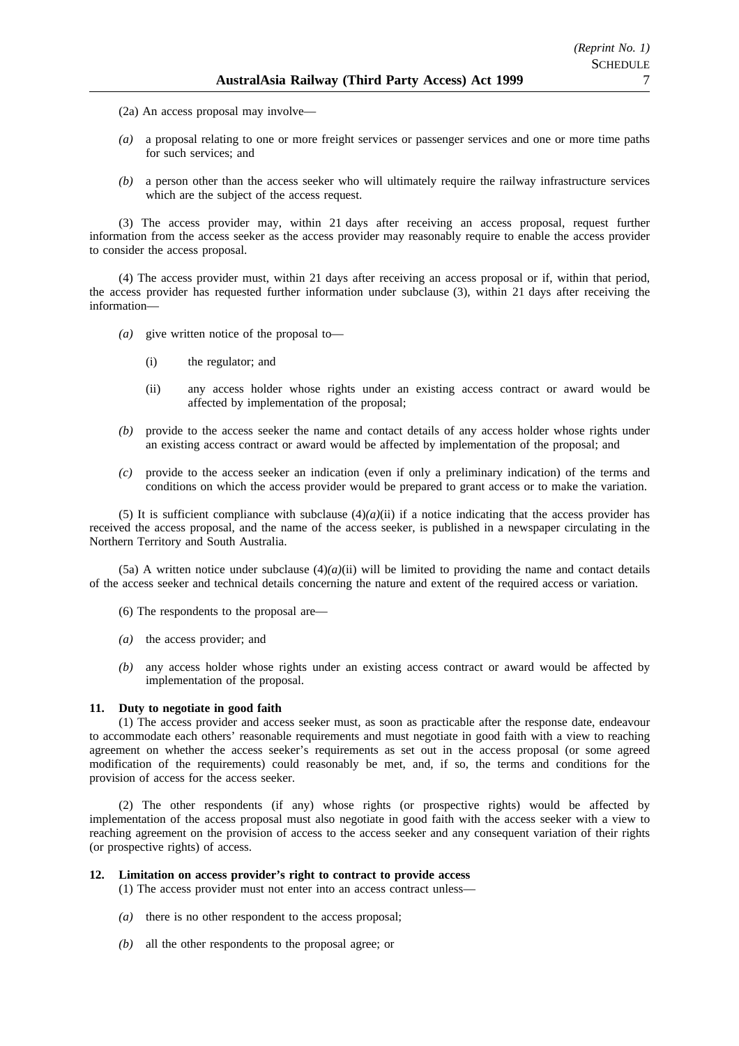(2a) An access proposal may involve—

*(a)* a proposal relating to one or more freight services or passenger services and one or more time paths for such services; and

*(b)* a person other than the access seeker who will ultimately require the railway infrastructure services which are the subject of the access request.

(3) The access provider may, within 21 days after receiving an access proposal, request further information from the access seeker as the access provider may reasonably require to enable the access provider to consider the access proposal.

(4) The access provider must, within 21 days after receiving an access proposal or if, within that period, the access provider has requested further information under subclause (3), within 21 days after receiving the information—

*(a)* give written notice of the proposal to—

(i) the regulator; and

(ii) any access holder whose rights under an existing access contract or award would be affected by implementation of the proposal;

*(b)* provide to the access seeker the name and contact details of any access holder whose rights under an existing access contract or award would be affected by implementation of the proposal; and

*(c)* provide to the access seeker an indication (even if only a preliminary indication) of the terms and conditions on which the access provider would be prepared to grant access or to make the variation.

(5) It is sufficient compliance with subclause (4)*(a)*(ii) if a notice indicating that the access provider has received the access proposal, and the name of the access seeker, is published in a newspaper circulating in the Northern Territory and South Australia.

(5a) A written notice under subclause (4)*(a)*(ii) will be limited to providing the name and contact details of the access seeker and technical details concerning the nature and extent of the required access or variation.

(6) The respondents to the proposal are—

*(a)* the access provider; and

*(b)* any access holder whose rights under an existing access contract or award would be affected by implementation of the proposal.

**11. Duty to negotiate in good faith**

(1) The access provider and access seeker must, as soon as practicable after the response date, endeavour to accommodate each others' reasonable requirements and must negotiate in good faith with a view to reaching agreement on whether the access seeker's requirements as set out in the access proposal (or some agreed modification of the requirements) could reasonably be met, and, if so, the terms and conditions for the provision of access for the access seeker.

(2) The other respondents (if any) whose rights (or prospective rights) would be affected by implementation of the access proposal must also negotiate in good faith with the access seeker with a view to reaching agreement on the provision of access to the access seeker and any consequent variation of their rights (or prospective rights) of access.

**12. Limitation on access provider's right to contract to provide access**

(1) The access provider must not enter into an access contract unless—

*(a)* there is no other respondent to the access proposal;

*(b)* all the other respondents to the proposal agree; or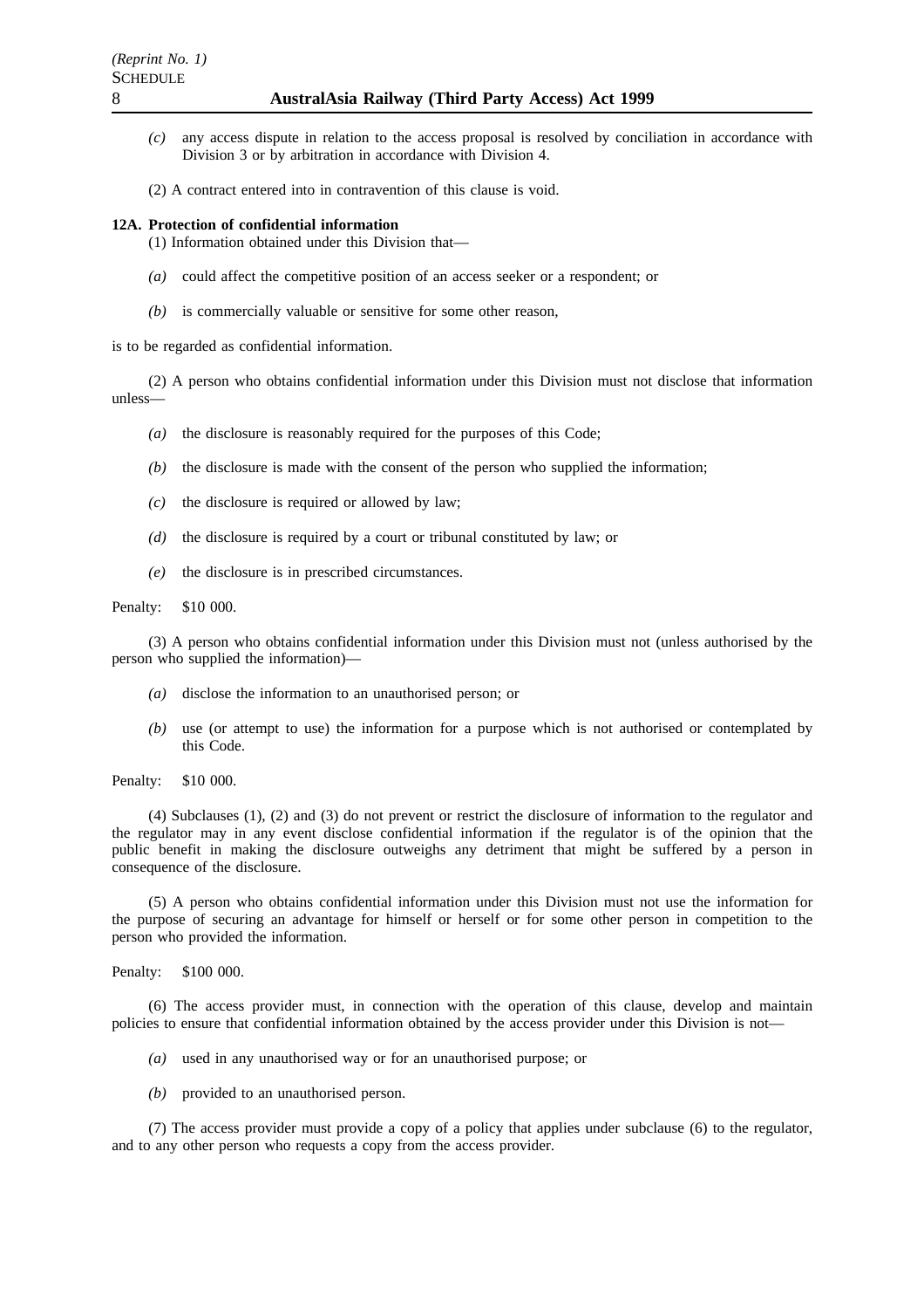*(c)* any access dispute in relation to the access proposal is resolved by conciliation in accordance with Division 3 or by arbitration in accordance with Division 4.

(2) A contract entered into in contravention of this clause is void.

**12A. Protection of confidential information**

(1) Information obtained under this Division that—

*(a)* could affect the competitive position of an access seeker or a respondent; or

*(b)* is commercially valuable or sensitive for some other reason,

is to be regarded as confidential information.

(2) A person who obtains confidential information under this Division must not disclose that information unless—

*(a)* the disclosure is reasonably required for the purposes of this Code;

*(b)* the disclosure is made with the consent of the person who supplied the information;

*(c)* the disclosure is required or allowed by law;

*(d)* the disclosure is required by a court or tribunal constituted by law; or

*(e)* the disclosure is in prescribed circumstances.

Penalty: $10 000.

(3) A person who obtains confidential information under this Division must not (unless authorised by the person who supplied the information)—

*(a)* disclose the information to an unauthorised person; or

*(b)* use (or attempt to use) the information for a purpose which is not authorised or contemplated by this Code.

Penalty: $10 000.

(4) Subclauses (1), (2) and (3) do not prevent or restrict the disclosure of information to the regulator and the regulator may in any event disclose confidential information if the regulator is of the opinion that the public benefit in making the disclosure outweighs any detriment that might be suffered by a person in consequence of the disclosure.

(5) A person who obtains confidential information under this Division must not use the information for the purpose of securing an advantage for himself or herself or for some other person in competition to the person who provided the information.

Penalty: $100 000.

(6) The access provider must, in connection with the operation of this clause, develop and maintain policies to ensure that confidential information obtained by the access provider under this Division is not—

*(a)* used in any unauthorised way or for an unauthorised purpose; or

*(b)* provided to an unauthorised person.

(7) The access provider must provide a copy of a policy that applies under subclause (6) to the regulator, and to any other person who requests a copy from the access provider.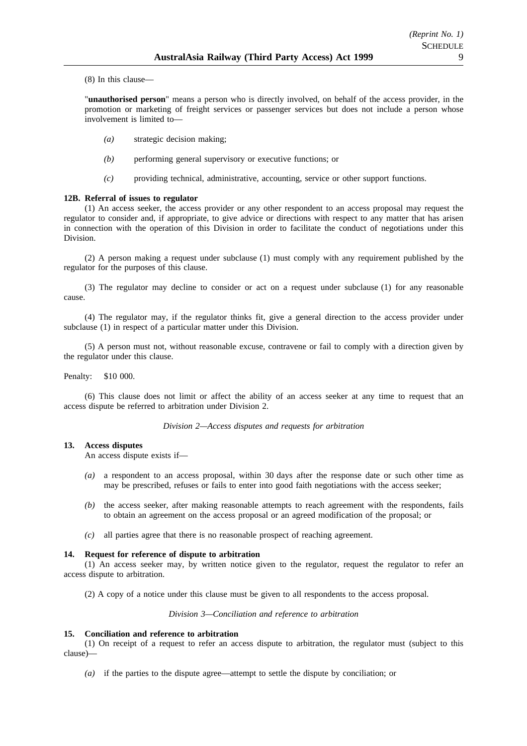(8) In this clause—

"**unauthorised person**" means a person who is directly involved, on behalf of the access provider, in the promotion or marketing of freight services or passenger services but does not include a person whose involvement is limited to—

*(a)* strategic decision making;

*(b)* performing general supervisory or executive functions; or

*(c)* providing technical, administrative, accounting, service or other support functions.

**12B. Referral of issues to regulator**

(1) An access seeker, the access provider or any other respondent to an access proposal may request the regulator to consider and, if appropriate, to give advice or directions with respect to any matter that has arisen in connection with the operation of this Division in order to facilitate the conduct of negotiations under this Division.

(2) A person making a request under subclause (1) must comply with any requirement published by the regulator for the purposes of this clause.

(3) The regulator may decline to consider or act on a request under subclause (1) for any reasonable cause.

(4) The regulator may, if the regulator thinks fit, give a general direction to the access provider under subclause (1) in respect of a particular matter under this Division.

(5) A person must not, without reasonable excuse, contravene or fail to comply with a direction given by the regulator under this clause.

Penalty: $10 000.

(6) This clause does not limit or affect the ability of an access seeker at any time to request that an access dispute be referred to arbitration under Division 2.

*Division 2—Access disputes and requests for arbitration*

**13. Access disputes**

An access dispute exists if—

*(a)* a respondent to an access proposal, within 30 days after the response date or such other time as may be prescribed, refuses or fails to enter into good faith negotiations with the access seeker;

*(b)* the access seeker, after making reasonable attempts to reach agreement with the respondents, fails to obtain an agreement on the access proposal or an agreed modification of the proposal; or

*(c)* all parties agree that there is no reasonable prospect of reaching agreement.

**14. Request for reference of dispute to arbitration**

(1) An access seeker may, by written notice given to the regulator, request the regulator to refer an access dispute to arbitration.

(2) A copy of a notice under this clause must be given to all respondents to the access proposal.

*Division 3—Conciliation and reference to arbitration*

**15. Conciliation and reference to arbitration**

(1) On receipt of a request to refer an access dispute to arbitration, the regulator must (subject to this clause)—

*(a)* if the parties to the dispute agree—attempt to settle the dispute by conciliation; or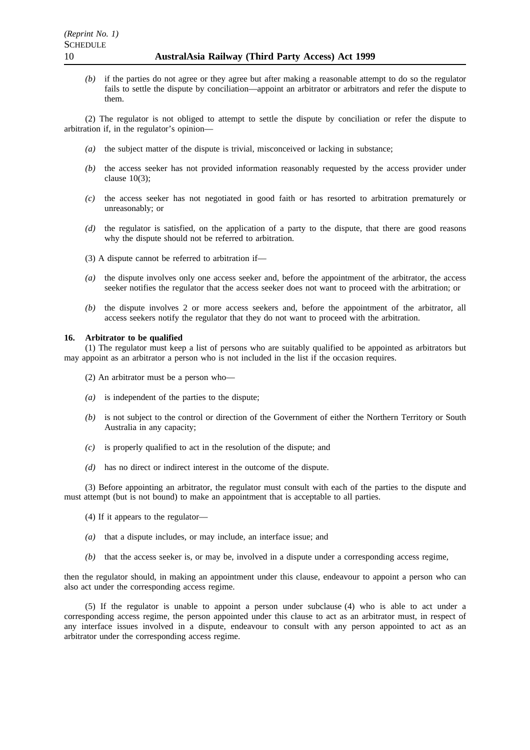*(b)* if the parties do not agree or they agree but after making a reasonable attempt to do so the regulator fails to settle the dispute by conciliation—appoint an arbitrator or arbitrators and refer the dispute to them.

(2) The regulator is not obliged to attempt to settle the dispute by conciliation or refer the dispute to arbitration if, in the regulator's opinion—

*(a)* the subject matter of the dispute is trivial, misconceived or lacking in substance;

*(b)* the access seeker has not provided information reasonably requested by the access provider under clause 10(3);

*(c)* the access seeker has not negotiated in good faith or has resorted to arbitration prematurely or unreasonably; or

*(d)* the regulator is satisfied, on the application of a party to the dispute, that there are good reasons why the dispute should not be referred to arbitration.

(3) A dispute cannot be referred to arbitration if—

*(a)* the dispute involves only one access seeker and, before the appointment of the arbitrator, the access seeker notifies the regulator that the access seeker does not want to proceed with the arbitration; or

*(b)* the dispute involves 2 or more access seekers and, before the appointment of the arbitrator, all access seekers notify the regulator that they do not want to proceed with the arbitration.

**16. Arbitrator to be qualified**

(1) The regulator must keep a list of persons who are suitably qualified to be appointed as arbitrators but may appoint as an arbitrator a person who is not included in the list if the occasion requires.

(2) An arbitrator must be a person who—

*(a)* is independent of the parties to the dispute;

*(b)* is not subject to the control or direction of the Government of either the Northern Territory or South Australia in any capacity;

*(c)* is properly qualified to act in the resolution of the dispute; and

*(d)* has no direct or indirect interest in the outcome of the dispute.

(3) Before appointing an arbitrator, the regulator must consult with each of the parties to the dispute and must attempt (but is not bound) to make an appointment that is acceptable to all parties.

(4) If it appears to the regulator—

*(a)* that a dispute includes, or may include, an interface issue; and

*(b)* that the access seeker is, or may be, involved in a dispute under a corresponding access regime,

then the regulator should, in making an appointment under this clause, endeavour to appoint a person who can also act under the corresponding access regime.

(5) If the regulator is unable to appoint a person under subclause (4) who is able to act under a corresponding access regime, the person appointed under this clause to act as an arbitrator must, in respect of any interface issues involved in a dispute, endeavour to consult with any person appointed to act as an arbitrator under the corresponding access regime.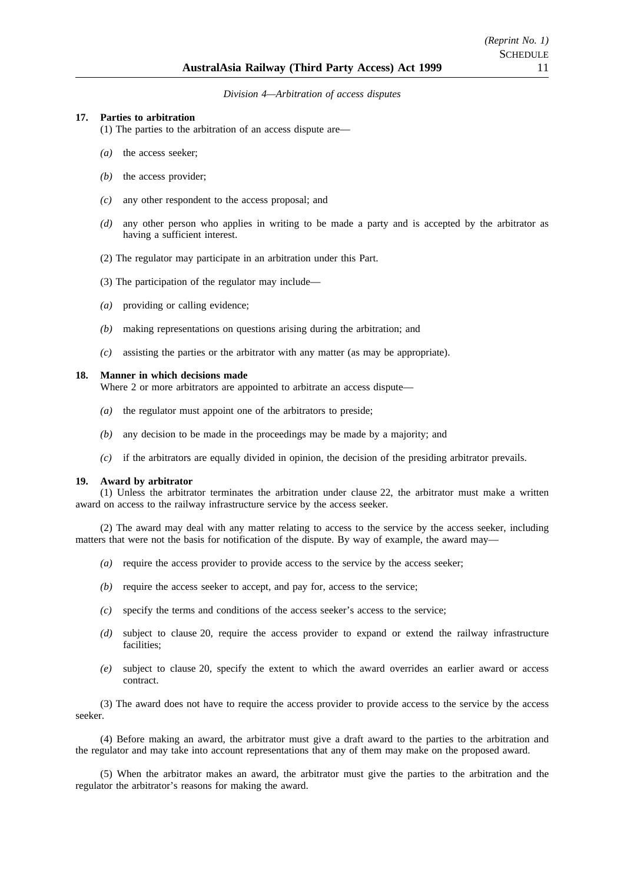*Division 4—Arbitration of access disputes*

**17. Parties to arbitration**

(1) The parties to the arbitration of an access dispute are—

*(a)* the access seeker;

*(b)* the access provider;

*(c)* any other respondent to the access proposal; and

*(d)* any other person who applies in writing to be made a party and is accepted by the arbitrator as having a sufficient interest.

(2) The regulator may participate in an arbitration under this Part.

(3) The participation of the regulator may include—

*(a)* providing or calling evidence;

*(b)* making representations on questions arising during the arbitration; and

*(c)* assisting the parties or the arbitrator with any matter (as may be appropriate).

**18. Manner in which decisions made**

Where 2 or more arbitrators are appointed to arbitrate an access dispute—

*(a)* the regulator must appoint one of the arbitrators to preside;

*(b)* any decision to be made in the proceedings may be made by a majority; and

*(c)* if the arbitrators are equally divided in opinion, the decision of the presiding arbitrator prevails.

**19. Award by arbitrator**

(1) Unless the arbitrator terminates the arbitration under clause 22, the arbitrator must make a written award on access to the railway infrastructure service by the access seeker.

(2) The award may deal with any matter relating to access to the service by the access seeker, including matters that were not the basis for notification of the dispute. By way of example, the award may—

*(a)* require the access provider to provide access to the service by the access seeker;

*(b)* require the access seeker to accept, and pay for, access to the service;

*(c)* specify the terms and conditions of the access seeker's access to the service;

*(d)* subject to clause 20, require the access provider to expand or extend the railway infrastructure facilities;

*(e)* subject to clause 20, specify the extent to which the award overrides an earlier award or access contract.

(3) The award does not have to require the access provider to provide access to the service by the access seeker.

(4) Before making an award, the arbitrator must give a draft award to the parties to the arbitration and the regulator and may take into account representations that any of them may make on the proposed award.

(5) When the arbitrator makes an award, the arbitrator must give the parties to the arbitration and the regulator the arbitrator's reasons for making the award.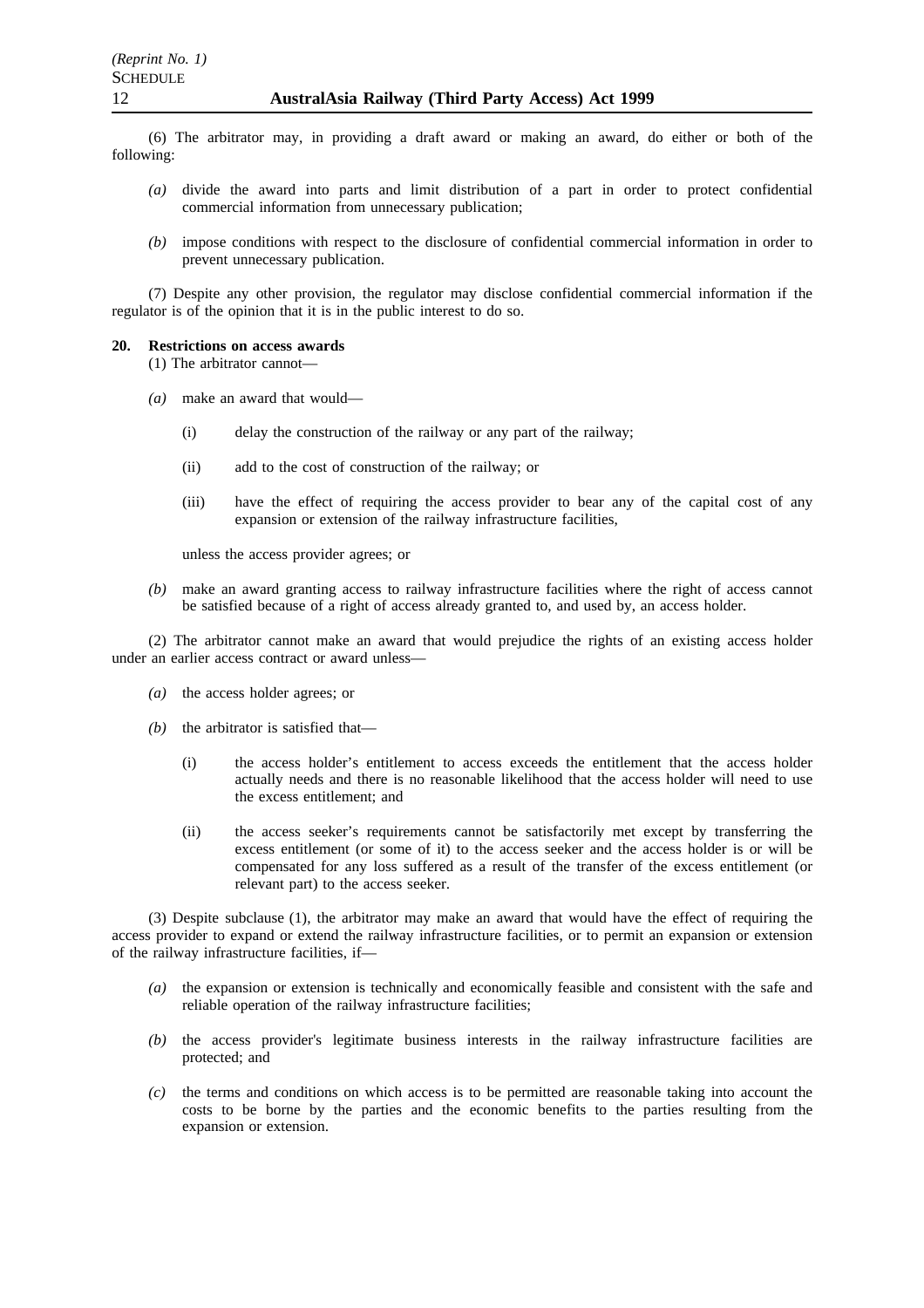(6) The arbitrator may, in providing a draft award or making an award, do either or both of the following:

*(a)* divide the award into parts and limit distribution of a part in order to protect confidential commercial information from unnecessary publication;

*(b)* impose conditions with respect to the disclosure of confidential commercial information in order to prevent unnecessary publication.

(7) Despite any other provision, the regulator may disclose confidential commercial information if the regulator is of the opinion that it is in the public interest to do so.

**20. Restrictions on access awards**

(1) The arbitrator cannot—

*(a)* make an award that would—

(i) delay the construction of the railway or any part of the railway;

(ii) add to the cost of construction of the railway; or

(iii) have the effect of requiring the access provider to bear any of the capital cost of any expansion or extension of the railway infrastructure facilities,

unless the access provider agrees; or

*(b)* make an award granting access to railway infrastructure facilities where the right of access cannot be satisfied because of a right of access already granted to, and used by, an access holder.

(2) The arbitrator cannot make an award that would prejudice the rights of an existing access holder under an earlier access contract or award unless—

*(a)* the access holder agrees; or

*(b)* the arbitrator is satisfied that—

(i) the access holder's entitlement to access exceeds the entitlement that the access holder actually needs and there is no reasonable likelihood that the access holder will need to use the excess entitlement; and

(ii) the access seeker's requirements cannot be satisfactorily met except by transferring the excess entitlement (or some of it) to the access seeker and the access holder is or will be compensated for any loss suffered as a result of the transfer of the excess entitlement (or relevant part) to the access seeker.

(3) Despite subclause (1), the arbitrator may make an award that would have the effect of requiring the access provider to expand or extend the railway infrastructure facilities, or to permit an expansion or extension of the railway infrastructure facilities, if—

*(a)* the expansion or extension is technically and economically feasible and consistent with the safe and reliable operation of the railway infrastructure facilities;

*(b)* the access provider's legitimate business interests in the railway infrastructure facilities are protected; and

*(c)* the terms and conditions on which access is to be permitted are reasonable taking into account the costs to be borne by the parties and the economic benefits to the parties resulting from the expansion or extension.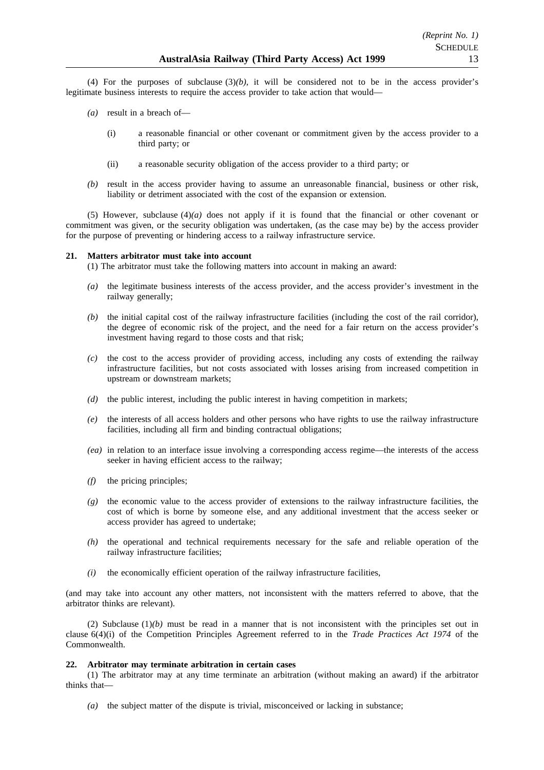(4) For the purposes of subclause (3)*(b)*, it will be considered not to be in the access provider's legitimate business interests to require the access provider to take action that would—

*(a)* result in a breach of—

(i) a reasonable financial or other covenant or commitment given by the access provider to a third party; or

(ii) a reasonable security obligation of the access provider to a third party; or

*(b)* result in the access provider having to assume an unreasonable financial, business or other risk, liability or detriment associated with the cost of the expansion or extension.

(5) However, subclause (4)*(a)* does not apply if it is found that the financial or other covenant or commitment was given, or the security obligation was undertaken, (as the case may be) by the access provider for the purpose of preventing or hindering access to a railway infrastructure service.

**21. Matters arbitrator must take into account**

(1) The arbitrator must take the following matters into account in making an award:

*(a)* the legitimate business interests of the access provider, and the access provider's investment in the railway generally;

*(b)* the initial capital cost of the railway infrastructure facilities (including the cost of the rail corridor), the degree of economic risk of the project, and the need for a fair return on the access provider's investment having regard to those costs and that risk;

*(c)* the cost to the access provider of providing access, including any costs of extending the railway infrastructure facilities, but not costs associated with losses arising from increased competition in upstream or downstream markets;

*(d)* the public interest, including the public interest in having competition in markets;

*(e)* the interests of all access holders and other persons who have rights to use the railway infrastructure facilities, including all firm and binding contractual obligations;

*(ea)* in relation to an interface issue involving a corresponding access regime—the interests of the access seeker in having efficient access to the railway;

*(f)* the pricing principles;

*(g)* the economic value to the access provider of extensions to the railway infrastructure facilities, the cost of which is borne by someone else, and any additional investment that the access seeker or access provider has agreed to undertake;

*(h)* the operational and technical requirements necessary for the safe and reliable operation of the railway infrastructure facilities;

*(i)* the economically efficient operation of the railway infrastructure facilities,

(and may take into account any other matters, not inconsistent with the matters referred to above, that the arbitrator thinks are relevant).

(2) Subclause (1)*(b)* must be read in a manner that is not inconsistent with the principles set out in clause 6(4)(i) of the Competition Principles Agreement referred to in the *Trade Practices Act 1974* of the Commonwealth.

**22. Arbitrator may terminate arbitration in certain cases**

(1) The arbitrator may at any time terminate an arbitration (without making an award) if the arbitrator thinks that—

*(a)* the subject matter of the dispute is trivial, misconceived or lacking in substance;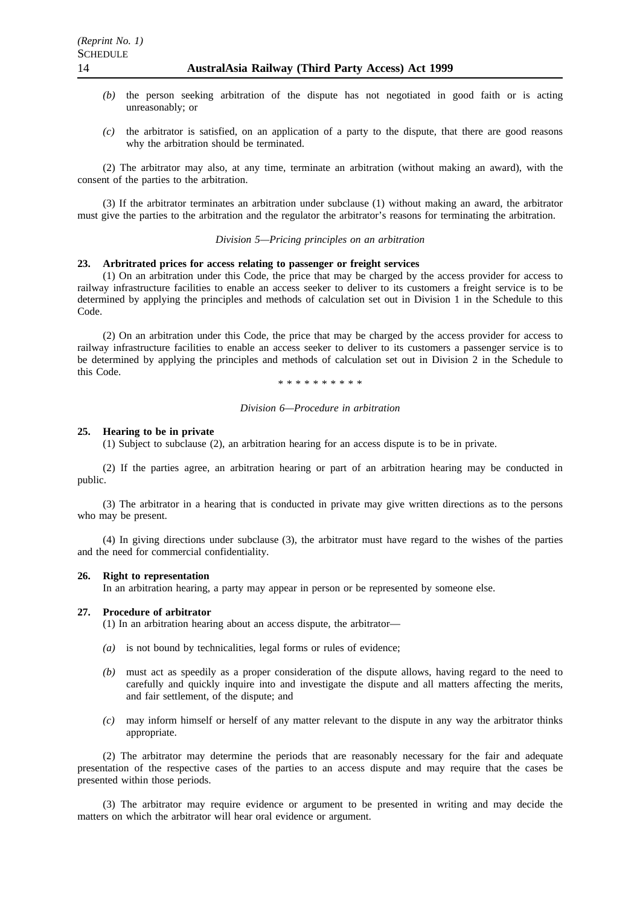*(b)* the person seeking arbitration of the dispute has not negotiated in good faith or is acting unreasonably; or

*(c)* the arbitrator is satisfied, on an application of a party to the dispute, that there are good reasons why the arbitration should be terminated.

(2) The arbitrator may also, at any time, terminate an arbitration (without making an award), with the consent of the parties to the arbitration.

(3) If the arbitrator terminates an arbitration under subclause (1) without making an award, the arbitrator must give the parties to the arbitration and the regulator the arbitrator's reasons for terminating the arbitration.

*Division 5—Pricing principles on an arbitration*

**23. Arbritrated prices for access relating to passenger or freight services**

(1) On an arbitration under this Code, the price that may be charged by the access provider for access to railway infrastructure facilities to enable an access seeker to deliver to its customers a freight service is to be determined by applying the principles and methods of calculation set out in Division 1 in the Schedule to this Code.

(2) On an arbitration under this Code, the price that may be charged by the access provider for access to railway infrastructure facilities to enable an access seeker to deliver to its customers a passenger service is to be determined by applying the principles and methods of calculation set out in Division 2 in the Schedule to this Code.

* * * * * * * * * *

*Division 6—Procedure in arbitration*

**25. Hearing to be in private**

(1) Subject to subclause (2), an arbitration hearing for an access dispute is to be in private.

(2) If the parties agree, an arbitration hearing or part of an arbitration hearing may be conducted in public.

(3) The arbitrator in a hearing that is conducted in private may give written directions as to the persons who may be present.

(4) In giving directions under subclause (3), the arbitrator must have regard to the wishes of the parties and the need for commercial confidentiality.

**26. Right to representation**

In an arbitration hearing, a party may appear in person or be represented by someone else.

**27. Procedure of arbitrator**

(1) In an arbitration hearing about an access dispute, the arbitrator—

*(a)* is not bound by technicalities, legal forms or rules of evidence;

*(b)* must act as speedily as a proper consideration of the dispute allows, having regard to the need to carefully and quickly inquire into and investigate the dispute and all matters affecting the merits, and fair settlement, of the dispute; and

*(c)* may inform himself or herself of any matter relevant to the dispute in any way the arbitrator thinks appropriate.

(2) The arbitrator may determine the periods that are reasonably necessary for the fair and adequate presentation of the respective cases of the parties to an access dispute and may require that the cases be presented within those periods.

(3) The arbitrator may require evidence or argument to be presented in writing and may decide the matters on which the arbitrator will hear oral evidence or argument.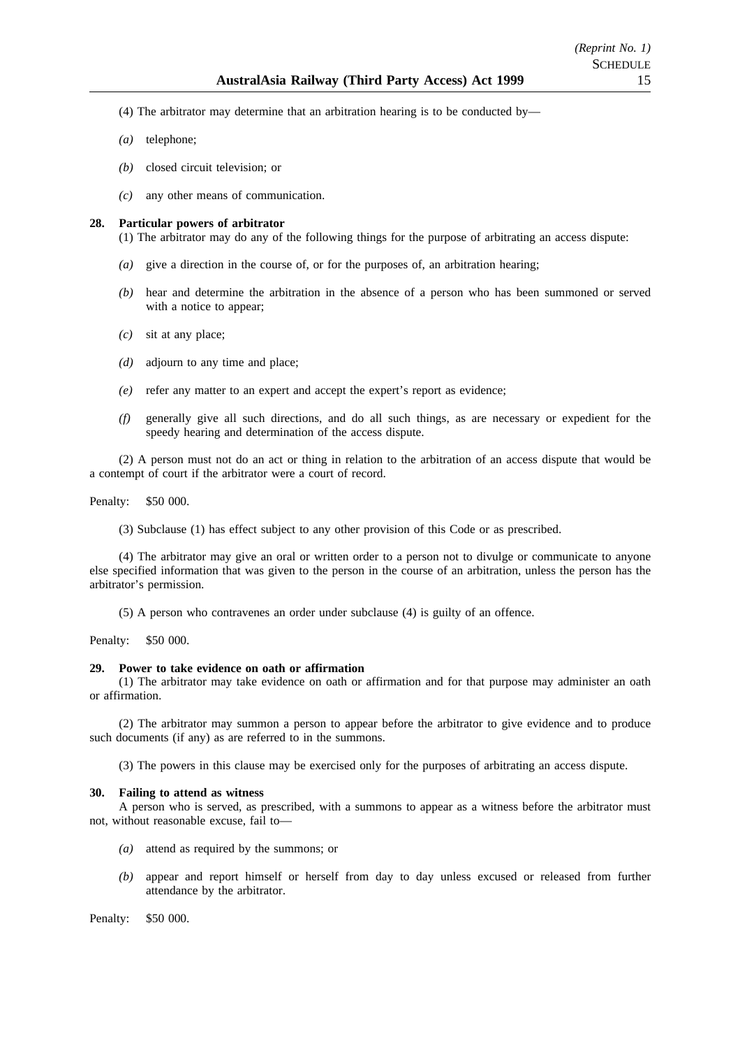(4) The arbitrator may determine that an arbitration hearing is to be conducted by—

*(a)* telephone;

*(b)* closed circuit television; or

*(c)* any other means of communication.

**28. Particular powers of arbitrator**

(1) The arbitrator may do any of the following things for the purpose of arbitrating an access dispute:

*(a)* give a direction in the course of, or for the purposes of, an arbitration hearing;

*(b)* hear and determine the arbitration in the absence of a person who has been summoned or served with a notice to appear;

*(c)* sit at any place;

*(d)* adjourn to any time and place;

*(e)* refer any matter to an expert and accept the expert's report as evidence;

*(f)* generally give all such directions, and do all such things, as are necessary or expedient for the speedy hearing and determination of the access dispute.

(2) A person must not do an act or thing in relation to the arbitration of an access dispute that would be a contempt of court if the arbitrator were a court of record.

Penalty: $50 000.

(3) Subclause (1) has effect subject to any other provision of this Code or as prescribed.

(4) The arbitrator may give an oral or written order to a person not to divulge or communicate to anyone else specified information that was given to the person in the course of an arbitration, unless the person has the arbitrator's permission.

(5) A person who contravenes an order under subclause (4) is guilty of an offence.

Penalty: $50 000.

**29. Power to take evidence on oath or affirmation**

(1) The arbitrator may take evidence on oath or affirmation and for that purpose may administer an oath or affirmation.

(2) The arbitrator may summon a person to appear before the arbitrator to give evidence and to produce such documents (if any) as are referred to in the summons.

(3) The powers in this clause may be exercised only for the purposes of arbitrating an access dispute.

**30. Failing to attend as witness**

A person who is served, as prescribed, with a summons to appear as a witness before the arbitrator must not, without reasonable excuse, fail to—

*(a)* attend as required by the summons; or

*(b)* appear and report himself or herself from day to day unless excused or released from further attendance by the arbitrator.

Penalty: $50 000.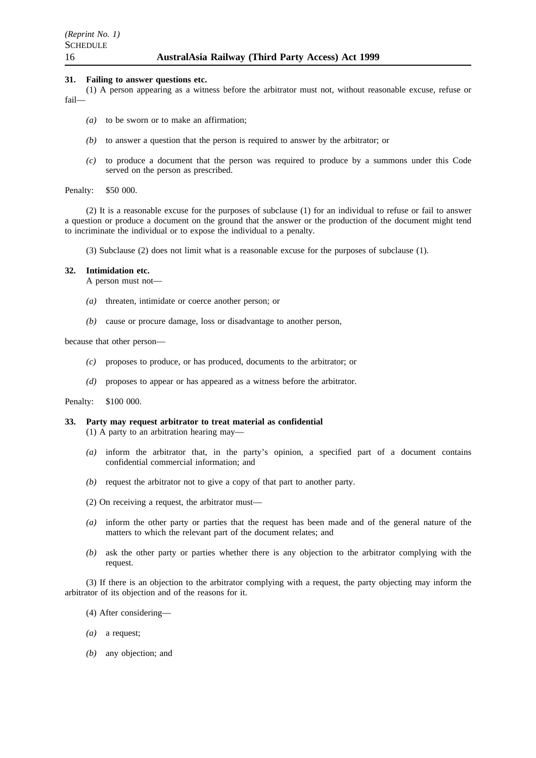**31. Failing to answer questions etc.**

(1) A person appearing as a witness before the arbitrator must not, without reasonable excuse, refuse or fail—

- *(a)* to be sworn or to make an affirmation;
- *(b)* to answer a question that the person is required to answer by the arbitrator; or
- *(c)* to produce a document that the person was required to produce by a summons under this Code served on the person as prescribed.

Penalty: $50 000.

(2) It is a reasonable excuse for the purposes of subclause (1) for an individual to refuse or fail to answer a question or produce a document on the ground that the answer or the production of the document might tend to incriminate the individual or to expose the individual to a penalty.

(3) Subclause (2) does not limit what is a reasonable excuse for the purposes of subclause (1).

**32. Intimidation etc.**

A person must not—

- *(a)* threaten, intimidate or coerce another person; or
- *(b)* cause or procure damage, loss or disadvantage to another person,

because that other person—

- *(c)* proposes to produce, or has produced, documents to the arbitrator; or
- *(d)* proposes to appear or has appeared as a witness before the arbitrator.

Penalty: $100 000.

**33. Party may request arbitrator to treat material as confidential**

(1) A party to an arbitration hearing may—

- *(a)* inform the arbitrator that, in the party's opinion, a specified part of a document contains confidential commercial information; and
- *(b)* request the arbitrator not to give a copy of that part to another party.

(2) On receiving a request, the arbitrator must—

- *(a)* inform the other party or parties that the request has been made and of the general nature of the matters to which the relevant part of the document relates; and
- *(b)* ask the other party or parties whether there is any objection to the arbitrator complying with the request.

(3) If there is an objection to the arbitrator complying with a request, the party objecting may inform the arbitrator of its objection and of the reasons for it.

(4) After considering—

- *(a)* a request;
- *(b)* any objection; and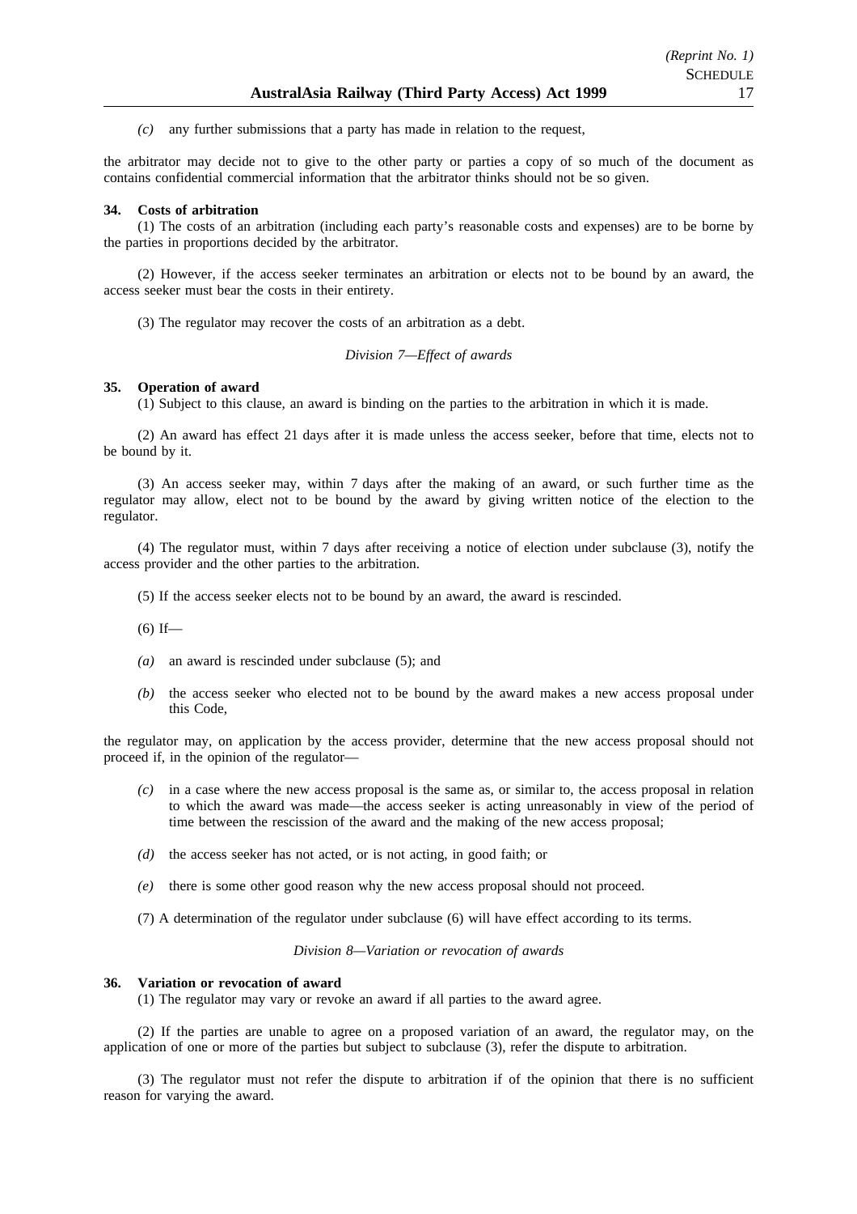*(c)* any further submissions that a party has made in relation to the request,

the arbitrator may decide not to give to the other party or parties a copy of so much of the document as contains confidential commercial information that the arbitrator thinks should not be so given.

**34. Costs of arbitration**

(1) The costs of an arbitration (including each party's reasonable costs and expenses) are to be borne by the parties in proportions decided by the arbitrator.

(2) However, if the access seeker terminates an arbitration or elects not to be bound by an award, the access seeker must bear the costs in their entirety.

(3) The regulator may recover the costs of an arbitration as a debt.

*Division 7—Effect of awards*

**35. Operation of award**

(1) Subject to this clause, an award is binding on the parties to the arbitration in which it is made.

(2) An award has effect 21 days after it is made unless the access seeker, before that time, elects not to be bound by it.

(3) An access seeker may, within 7 days after the making of an award, or such further time as the regulator may allow, elect not to be bound by the award by giving written notice of the election to the regulator.

(4) The regulator must, within 7 days after receiving a notice of election under subclause (3), notify the access provider and the other parties to the arbitration.

(5) If the access seeker elects not to be bound by an award, the award is rescinded.

(6) If—

*(a)* an award is rescinded under subclause (5); and

*(b)* the access seeker who elected not to be bound by the award makes a new access proposal under this Code,

the regulator may, on application by the access provider, determine that the new access proposal should not proceed if, in the opinion of the regulator—

*(c)* in a case where the new access proposal is the same as, or similar to, the access proposal in relation to which the award was made—the access seeker is acting unreasonably in view of the period of time between the rescission of the award and the making of the new access proposal;

*(d)* the access seeker has not acted, or is not acting, in good faith; or

*(e)* there is some other good reason why the new access proposal should not proceed.

(7) A determination of the regulator under subclause (6) will have effect according to its terms.

*Division 8—Variation or revocation of awards*

**36. Variation or revocation of award**

(1) The regulator may vary or revoke an award if all parties to the award agree.

(2) If the parties are unable to agree on a proposed variation of an award, the regulator may, on the application of one or more of the parties but subject to subclause (3), refer the dispute to arbitration.

(3) The regulator must not refer the dispute to arbitration if of the opinion that there is no sufficient reason for varying the award.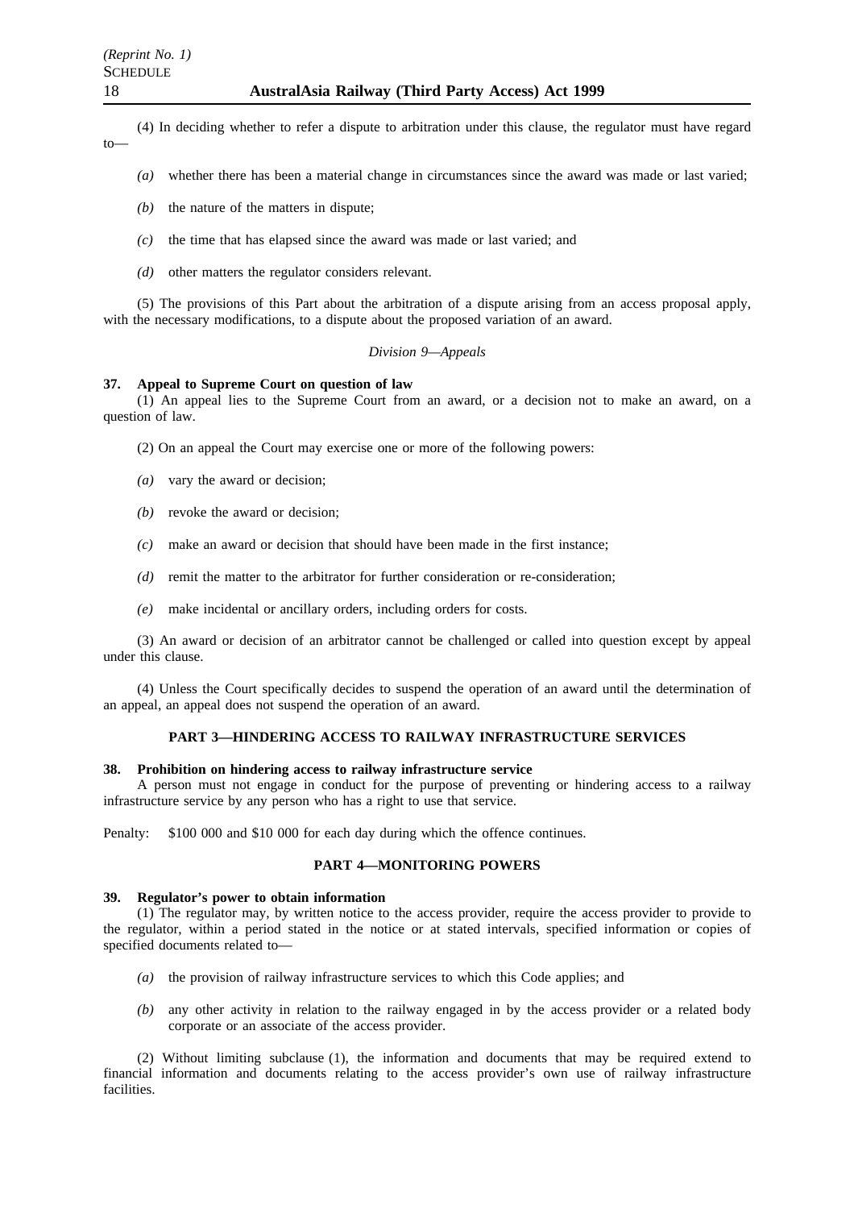(4) In deciding whether to refer a dispute to arbitration under this clause, the regulator must have regard to—

*(a)* whether there has been a material change in circumstances since the award was made or last varied;

*(b)* the nature of the matters in dispute;

*(c)* the time that has elapsed since the award was made or last varied; and

*(d)* other matters the regulator considers relevant.

(5) The provisions of this Part about the arbitration of a dispute arising from an access proposal apply, with the necessary modifications, to a dispute about the proposed variation of an award.

*Division 9—Appeals*

**37. Appeal to Supreme Court on question of law**

(1) An appeal lies to the Supreme Court from an award, or a decision not to make an award, on a question of law.

(2) On an appeal the Court may exercise one or more of the following powers:

*(a)* vary the award or decision;

*(b)* revoke the award or decision;

*(c)* make an award or decision that should have been made in the first instance;

*(d)* remit the matter to the arbitrator for further consideration or re-consideration;

*(e)* make incidental or ancillary orders, including orders for costs.

(3) An award or decision of an arbitrator cannot be challenged or called into question except by appeal under this clause.

(4) Unless the Court specifically decides to suspend the operation of an award until the determination of an appeal, an appeal does not suspend the operation of an award.

## PART 3—HINDERING ACCESS TO RAILWAY INFRASTRUCTURE SERVICES

**38. Prohibition on hindering access to railway infrastructure service**

A person must not engage in conduct for the purpose of preventing or hindering access to a railway infrastructure service by any person who has a right to use that service.

Penalty: $100 000 and $10 000 for each day during which the offence continues.

## PART 4—MONITORING POWERS

**39. Regulator's power to obtain information**

(1) The regulator may, by written notice to the access provider, require the access provider to provide to the regulator, within a period stated in the notice or at stated intervals, specified information or copies of specified documents related to—

*(a)* the provision of railway infrastructure services to which this Code applies; and

*(b)* any other activity in relation to the railway engaged in by the access provider or a related body corporate or an associate of the access provider.

(2) Without limiting subclause (1), the information and documents that may be required extend to financial information and documents relating to the access provider's own use of railway infrastructure facilities.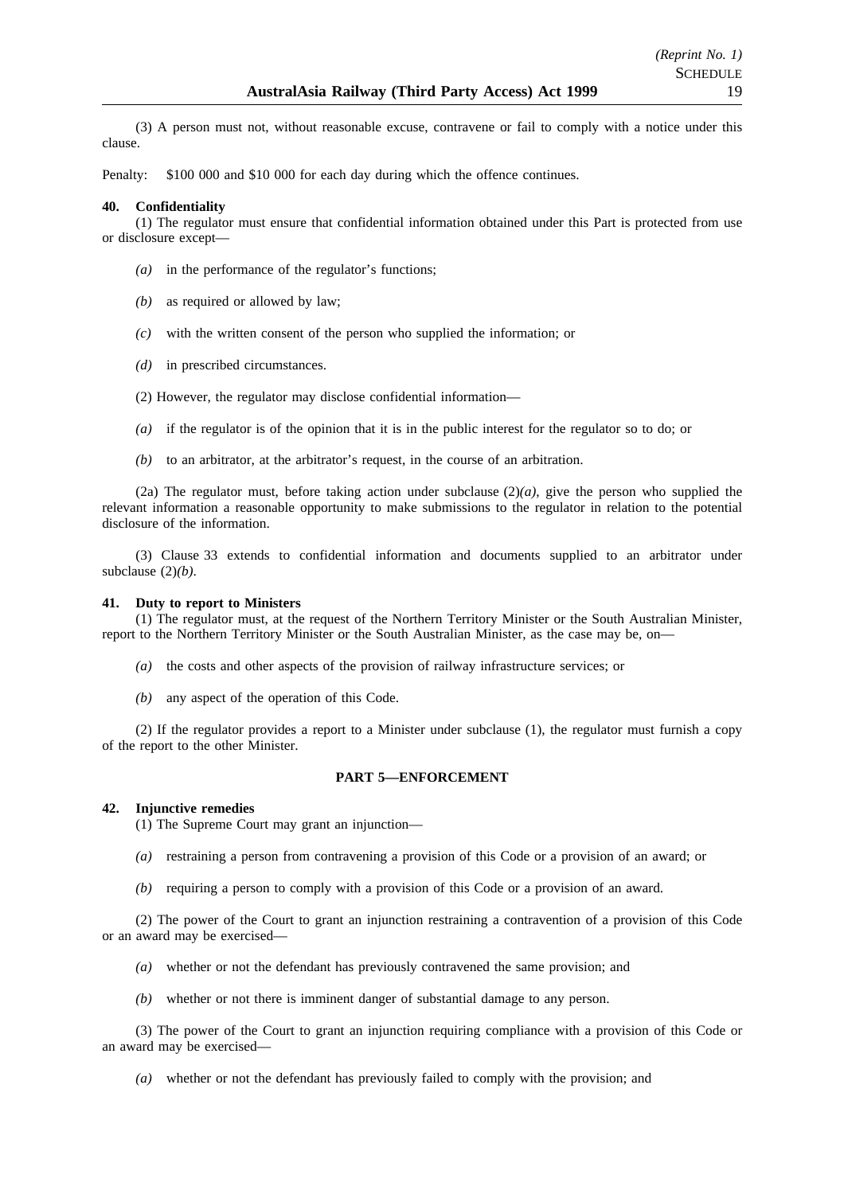(3) A person must not, without reasonable excuse, contravene or fail to comply with a notice under this clause.

Penalty: $100 000 and $10 000 for each day during which the offence continues.

**40. Confidentiality**

(1) The regulator must ensure that confidential information obtained under this Part is protected from use or disclosure except—

*(a)* in the performance of the regulator's functions;

*(b)* as required or allowed by law;

*(c)* with the written consent of the person who supplied the information; or

*(d)* in prescribed circumstances.

(2) However, the regulator may disclose confidential information—

*(a)* if the regulator is of the opinion that it is in the public interest for the regulator so to do; or

*(b)* to an arbitrator, at the arbitrator's request, in the course of an arbitration.

(2a) The regulator must, before taking action under subclause (2)*(a)*, give the person who supplied the relevant information a reasonable opportunity to make submissions to the regulator in relation to the potential disclosure of the information.

(3) Clause 33 extends to confidential information and documents supplied to an arbitrator under subclause (2)*(b)*.

**41. Duty to report to Ministers**

(1) The regulator must, at the request of the Northern Territory Minister or the South Australian Minister, report to the Northern Territory Minister or the South Australian Minister, as the case may be, on—

*(a)* the costs and other aspects of the provision of railway infrastructure services; or

*(b)* any aspect of the operation of this Code.

(2) If the regulator provides a report to a Minister under subclause (1), the regulator must furnish a copy of the report to the other Minister.

## PART 5—ENFORCEMENT

**42. Injunctive remedies**

(1) The Supreme Court may grant an injunction—

*(a)* restraining a person from contravening a provision of this Code or a provision of an award; or

*(b)* requiring a person to comply with a provision of this Code or a provision of an award.

(2) The power of the Court to grant an injunction restraining a contravention of a provision of this Code or an award may be exercised—

*(a)* whether or not the defendant has previously contravened the same provision; and

*(b)* whether or not there is imminent danger of substantial damage to any person.

(3) The power of the Court to grant an injunction requiring compliance with a provision of this Code or an award may be exercised—

*(a)* whether or not the defendant has previously failed to comply with the provision; and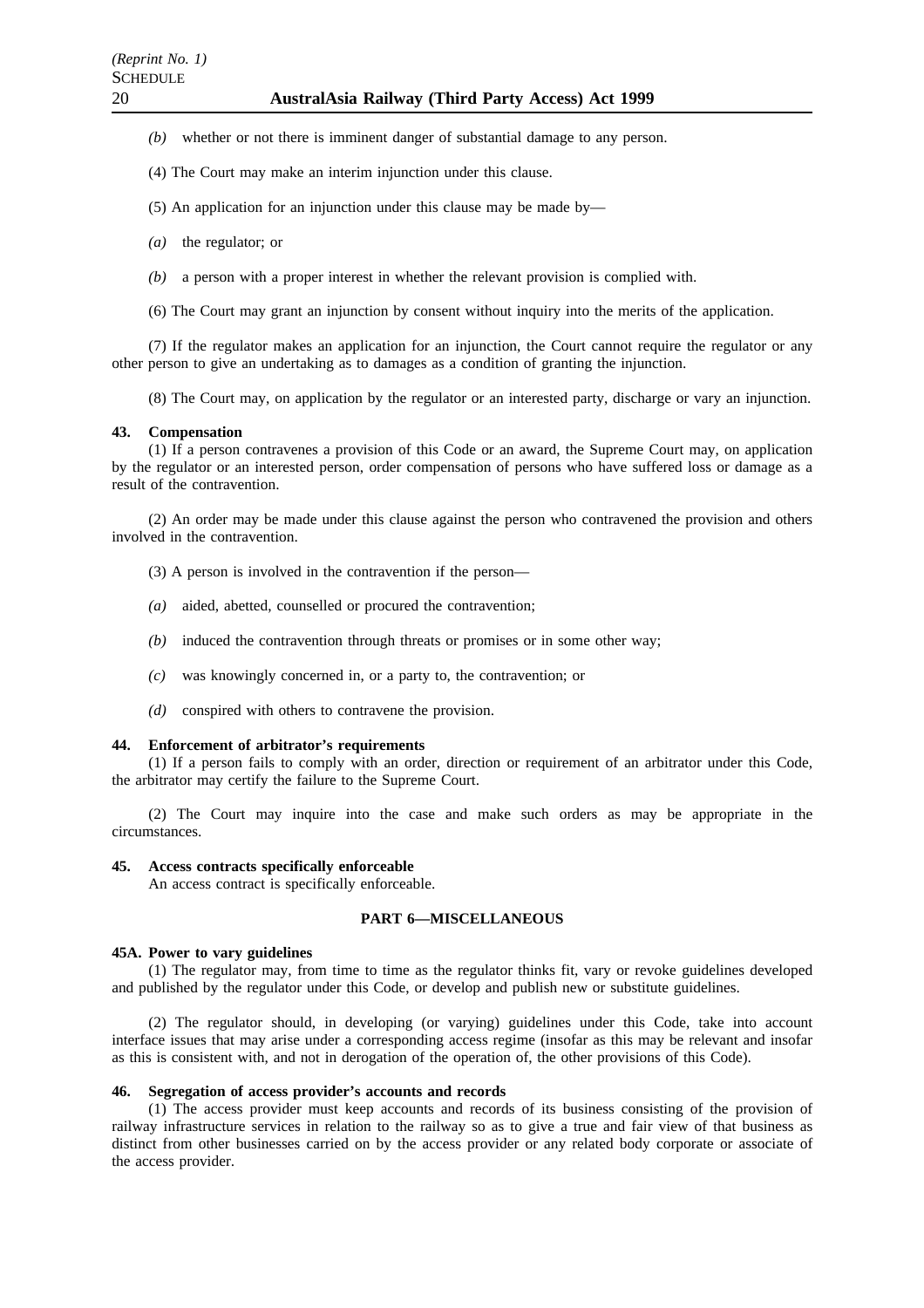*(b)* whether or not there is imminent danger of substantial damage to any person.

(4) The Court may make an interim injunction under this clause.

(5) An application for an injunction under this clause may be made by—

*(a)* the regulator; or

*(b)* a person with a proper interest in whether the relevant provision is complied with.

(6) The Court may grant an injunction by consent without inquiry into the merits of the application.

(7) If the regulator makes an application for an injunction, the Court cannot require the regulator or any other person to give an undertaking as to damages as a condition of granting the injunction.

(8) The Court may, on application by the regulator or an interested party, discharge or vary an injunction.

**43. Compensation**

(1) If a person contravenes a provision of this Code or an award, the Supreme Court may, on application by the regulator or an interested person, order compensation of persons who have suffered loss or damage as a result of the contravention.

(2) An order may be made under this clause against the person who contravened the provision and others involved in the contravention.

(3) A person is involved in the contravention if the person—

*(a)* aided, abetted, counselled or procured the contravention;

*(b)* induced the contravention through threats or promises or in some other way;

*(c)* was knowingly concerned in, or a party to, the contravention; or

*(d)* conspired with others to contravene the provision.

**44. Enforcement of arbitrator's requirements**

(1) If a person fails to comply with an order, direction or requirement of an arbitrator under this Code, the arbitrator may certify the failure to the Supreme Court.

(2) The Court may inquire into the case and make such orders as may be appropriate in the circumstances.

**45. Access contracts specifically enforceable**

An access contract is specifically enforceable.

## PART 6—MISCELLANEOUS

**45A. Power to vary guidelines**

(1) The regulator may, from time to time as the regulator thinks fit, vary or revoke guidelines developed and published by the regulator under this Code, or develop and publish new or substitute guidelines.

(2) The regulator should, in developing (or varying) guidelines under this Code, take into account interface issues that may arise under a corresponding access regime (insofar as this may be relevant and insofar as this is consistent with, and not in derogation of the operation of, the other provisions of this Code).

**46. Segregation of access provider's accounts and records**

(1) The access provider must keep accounts and records of its business consisting of the provision of railway infrastructure services in relation to the railway so as to give a true and fair view of that business as distinct from other businesses carried on by the access provider or any related body corporate or associate of the access provider.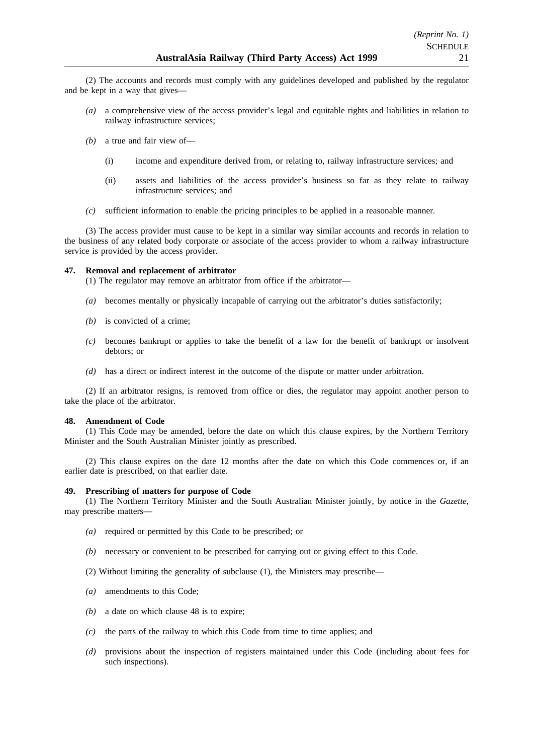(2) The accounts and records must comply with any guidelines developed and published by the regulator and be kept in a way that gives—

*(a)* a comprehensive view of the access provider's legal and equitable rights and liabilities in relation to railway infrastructure services;

*(b)* a true and fair view of—

(i) income and expenditure derived from, or relating to, railway infrastructure services; and

(ii) assets and liabilities of the access provider's business so far as they relate to railway infrastructure services; and

*(c)* sufficient information to enable the pricing principles to be applied in a reasonable manner.

(3) The access provider must cause to be kept in a similar way similar accounts and records in relation to the business of any related body corporate or associate of the access provider to whom a railway infrastructure service is provided by the access provider.

**47. Removal and replacement of arbitrator**

(1) The regulator may remove an arbitrator from office if the arbitrator—

*(a)* becomes mentally or physically incapable of carrying out the arbitrator's duties satisfactorily;

*(b)* is convicted of a crime;

*(c)* becomes bankrupt or applies to take the benefit of a law for the benefit of bankrupt or insolvent debtors; or

*(d)* has a direct or indirect interest in the outcome of the dispute or matter under arbitration.

(2) If an arbitrator resigns, is removed from office or dies, the regulator may appoint another person to take the place of the arbitrator.

**48. Amendment of Code**

(1) This Code may be amended, before the date on which this clause expires, by the Northern Territory Minister and the South Australian Minister jointly as prescribed.

(2) This clause expires on the date 12 months after the date on which this Code commences or, if an earlier date is prescribed, on that earlier date.

**49. Prescribing of matters for purpose of Code**

(1) The Northern Territory Minister and the South Australian Minister jointly, by notice in the *Gazette*, may prescribe matters—

*(a)* required or permitted by this Code to be prescribed; or

*(b)* necessary or convenient to be prescribed for carrying out or giving effect to this Code.

(2) Without limiting the generality of subclause (1), the Ministers may prescribe—

*(a)* amendments to this Code;

*(b)* a date on which clause 48 is to expire;

*(c)* the parts of the railway to which this Code from time to time applies; and

*(d)* provisions about the inspection of registers maintained under this Code (including about fees for such inspections).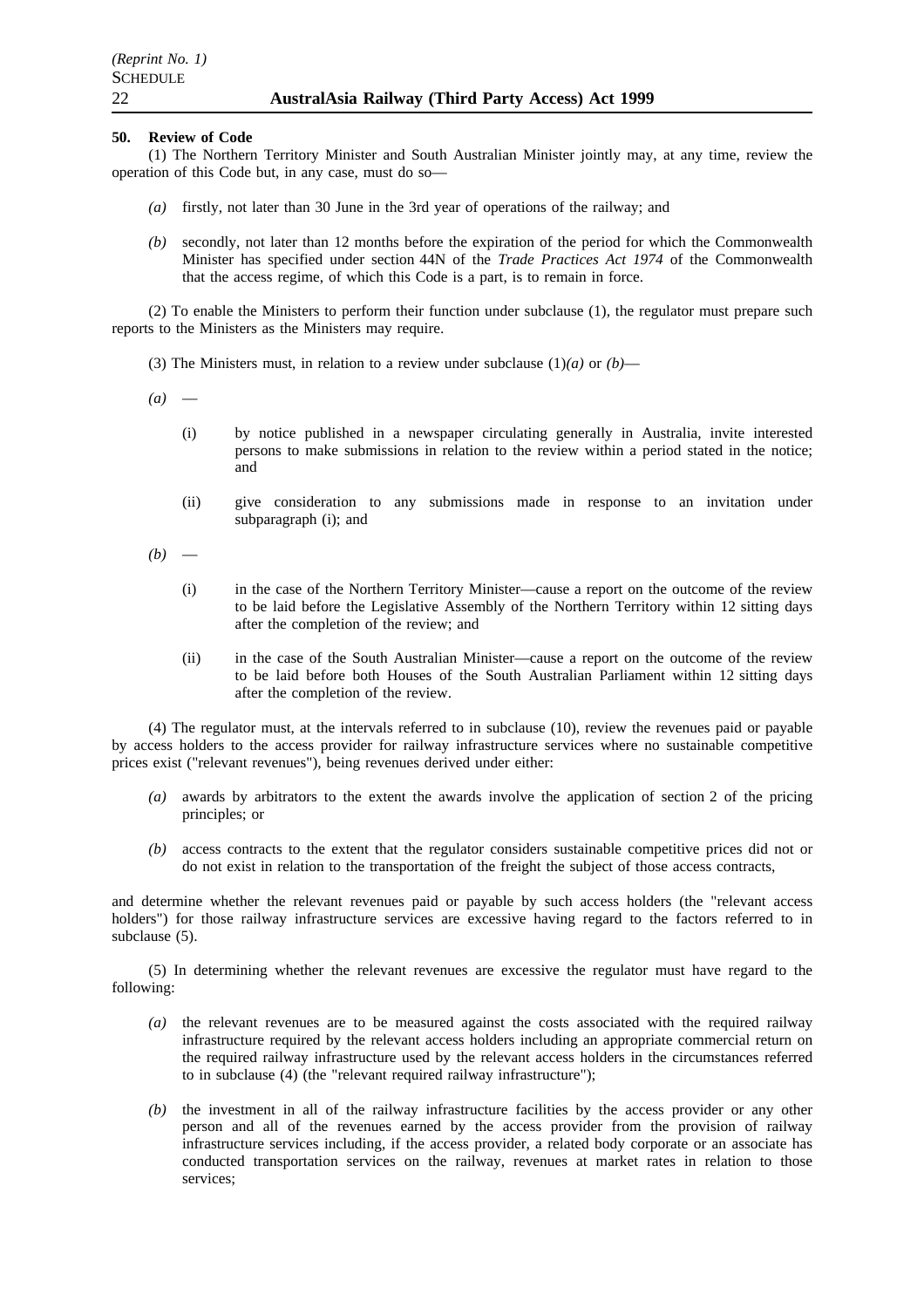**50. Review of Code**

(1) The Northern Territory Minister and South Australian Minister jointly may, at any time, review the operation of this Code but, in any case, must do so—

*(a)* firstly, not later than 30 June in the 3rd year of operations of the railway; and

*(b)* secondly, not later than 12 months before the expiration of the period for which the Commonwealth Minister has specified under section 44N of the *Trade Practices Act 1974* of the Commonwealth that the access regime, of which this Code is a part, is to remain in force.

(2) To enable the Ministers to perform their function under subclause (1), the regulator must prepare such reports to the Ministers as the Ministers may require.

(3) The Ministers must, in relation to a review under subclause (1)*(a)* or *(b)*—

*(a)* —

(i) by notice published in a newspaper circulating generally in Australia, invite interested persons to make submissions in relation to the review within a period stated in the notice; and

(ii) give consideration to any submissions made in response to an invitation under subparagraph (i); and

*(b)* —

(i) in the case of the Northern Territory Minister—cause a report on the outcome of the review to be laid before the Legislative Assembly of the Northern Territory within 12 sitting days after the completion of the review; and

(ii) in the case of the South Australian Minister—cause a report on the outcome of the review to be laid before both Houses of the South Australian Parliament within 12 sitting days after the completion of the review.

(4) The regulator must, at the intervals referred to in subclause (10), review the revenues paid or payable by access holders to the access provider for railway infrastructure services where no sustainable competitive prices exist ("relevant revenues"), being revenues derived under either:

*(a)* awards by arbitrators to the extent the awards involve the application of section 2 of the pricing principles; or

*(b)* access contracts to the extent that the regulator considers sustainable competitive prices did not or do not exist in relation to the transportation of the freight the subject of those access contracts,

and determine whether the relevant revenues paid or payable by such access holders (the "relevant access holders") for those railway infrastructure services are excessive having regard to the factors referred to in subclause (5).

(5) In determining whether the relevant revenues are excessive the regulator must have regard to the following:

*(a)* the relevant revenues are to be measured against the costs associated with the required railway infrastructure required by the relevant access holders including an appropriate commercial return on the required railway infrastructure used by the relevant access holders in the circumstances referred to in subclause (4) (the "relevant required railway infrastructure");

*(b)* the investment in all of the railway infrastructure facilities by the access provider or any other person and all of the revenues earned by the access provider from the provision of railway infrastructure services including, if the access provider, a related body corporate or an associate has conducted transportation services on the railway, revenues at market rates in relation to those services;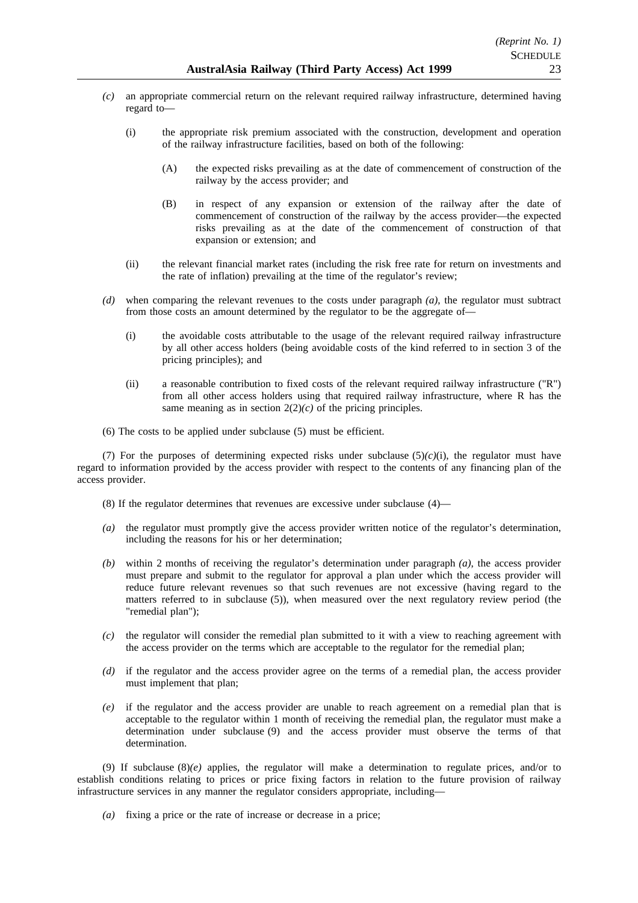*(c)* an appropriate commercial return on the relevant required railway infrastructure, determined having regard to—

(i) the appropriate risk premium associated with the construction, development and operation of the railway infrastructure facilities, based on both of the following:

(A) the expected risks prevailing as at the date of commencement of construction of the railway by the access provider; and

(B) in respect of any expansion or extension of the railway after the date of commencement of construction of the railway by the access provider—the expected risks prevailing as at the date of the commencement of construction of that expansion or extension; and

(ii) the relevant financial market rates (including the risk free rate for return on investments and the rate of inflation) prevailing at the time of the regulator's review;

*(d)* when comparing the relevant revenues to the costs under paragraph *(a)*, the regulator must subtract from those costs an amount determined by the regulator to be the aggregate of—

(i) the avoidable costs attributable to the usage of the relevant required railway infrastructure by all other access holders (being avoidable costs of the kind referred to in section 3 of the pricing principles); and

(ii) a reasonable contribution to fixed costs of the relevant required railway infrastructure ("R") from all other access holders using that required railway infrastructure, where R has the same meaning as in section 2(2)*(c)* of the pricing principles.

(6) The costs to be applied under subclause (5) must be efficient.

(7) For the purposes of determining expected risks under subclause (5)*(c)*(i), the regulator must have regard to information provided by the access provider with respect to the contents of any financing plan of the access provider.

(8) If the regulator determines that revenues are excessive under subclause (4)—

*(a)* the regulator must promptly give the access provider written notice of the regulator's determination, including the reasons for his or her determination;

*(b)* within 2 months of receiving the regulator's determination under paragraph *(a)*, the access provider must prepare and submit to the regulator for approval a plan under which the access provider will reduce future relevant revenues so that such revenues are not excessive (having regard to the matters referred to in subclause (5)), when measured over the next regulatory review period (the "remedial plan");

*(c)* the regulator will consider the remedial plan submitted to it with a view to reaching agreement with the access provider on the terms which are acceptable to the regulator for the remedial plan;

*(d)* if the regulator and the access provider agree on the terms of a remedial plan, the access provider must implement that plan;

*(e)* if the regulator and the access provider are unable to reach agreement on a remedial plan that is acceptable to the regulator within 1 month of receiving the remedial plan, the regulator must make a determination under subclause (9) and the access provider must observe the terms of that determination.

(9) If subclause (8)*(e)* applies, the regulator will make a determination to regulate prices, and/or to establish conditions relating to prices or price fixing factors in relation to the future provision of railway infrastructure services in any manner the regulator considers appropriate, including—

*(a)* fixing a price or the rate of increase or decrease in a price;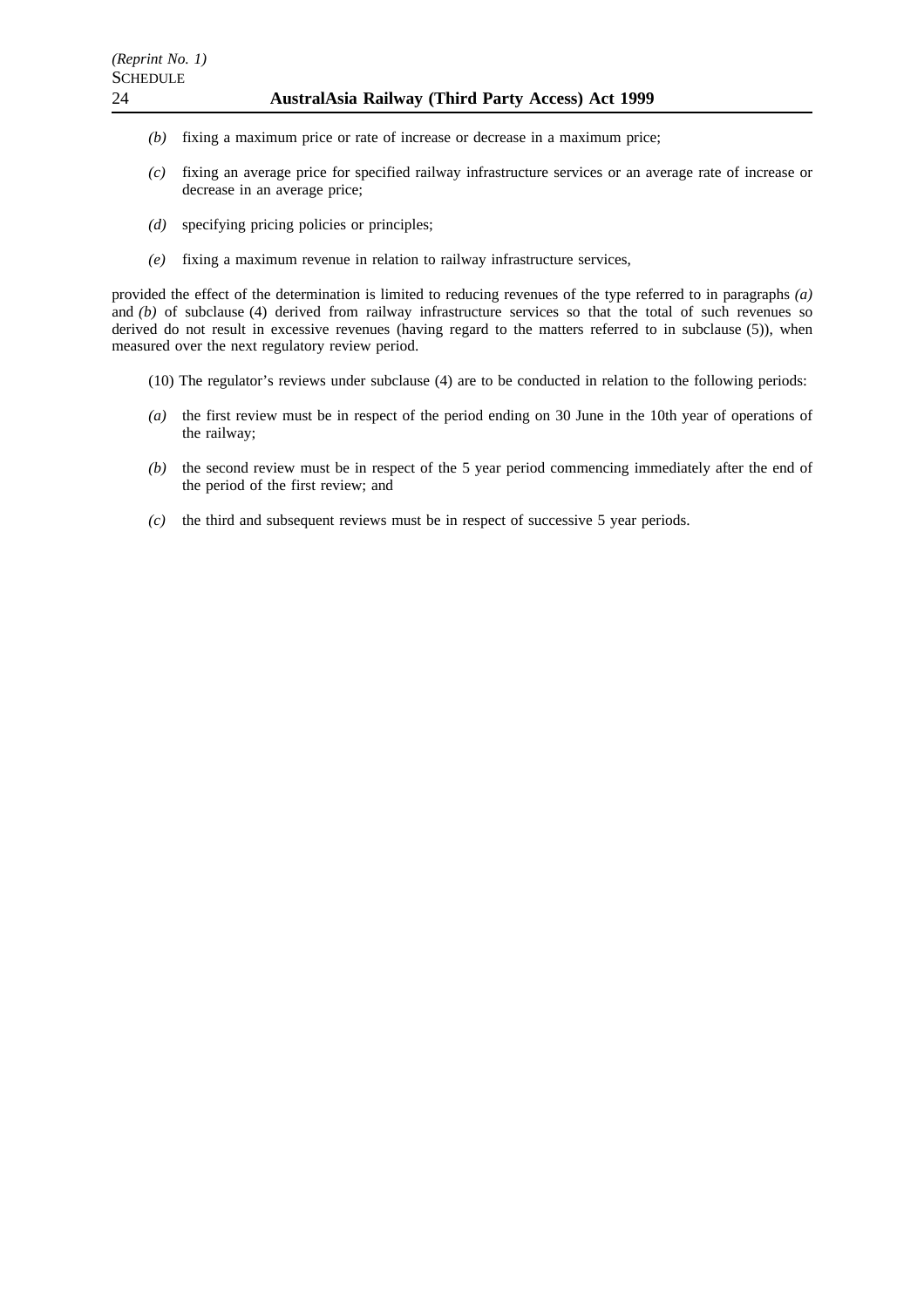*(b)* fixing a maximum price or rate of increase or decrease in a maximum price;

*(c)* fixing an average price for specified railway infrastructure services or an average rate of increase or decrease in an average price;

*(d)* specifying pricing policies or principles;

*(e)* fixing a maximum revenue in relation to railway infrastructure services,

provided the effect of the determination is limited to reducing revenues of the type referred to in paragraphs *(a)* and *(b)* of subclause (4) derived from railway infrastructure services so that the total of such revenues so derived do not result in excessive revenues (having regard to the matters referred to in subclause (5)), when measured over the next regulatory review period.

(10) The regulator's reviews under subclause (4) are to be conducted in relation to the following periods:

*(a)* the first review must be in respect of the period ending on 30 June in the 10th year of operations of the railway;

*(b)* the second review must be in respect of the 5 year period commencing immediately after the end of the period of the first review; and

*(c)* the third and subsequent reviews must be in respect of successive 5 year periods.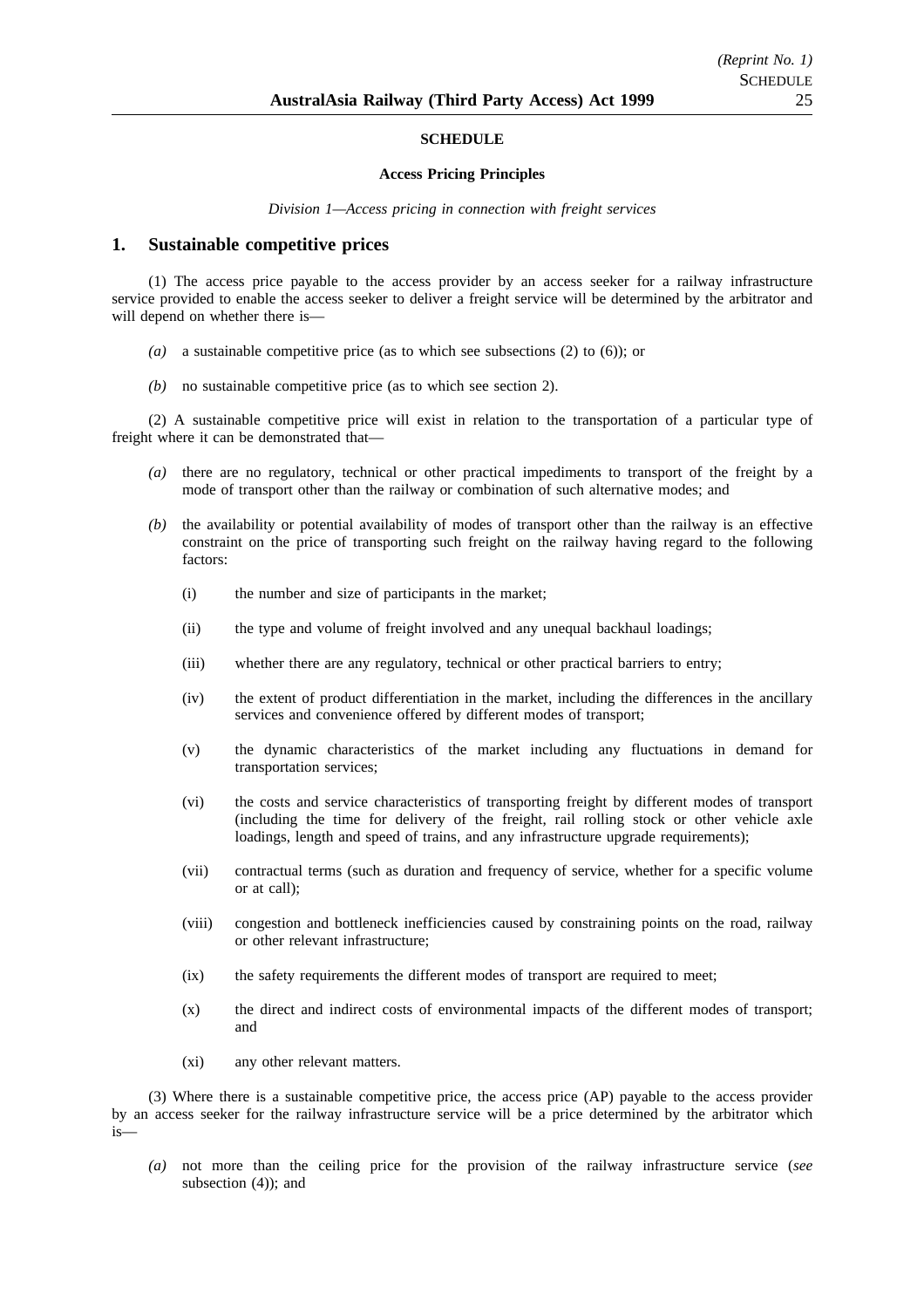## SCHEDULE

### Access Pricing Principles

*Division 1—Access pricing in connection with freight services*

## 1. Sustainable competitive prices

(1) The access price payable to the access provider by an access seeker for a railway infrastructure service provided to enable the access seeker to deliver a freight service will be determined by the arbitrator and will depend on whether there is—

- *(a)* a sustainable competitive price (as to which see subsections (2) to (6)); or
- *(b)* no sustainable competitive price (as to which see section 2).

(2) A sustainable competitive price will exist in relation to the transportation of a particular type of freight where it can be demonstrated that—

- *(a)* there are no regulatory, technical or other practical impediments to transport of the freight by a mode of transport other than the railway or combination of such alternative modes; and
- *(b)* the availability or potential availability of modes of transport other than the railway is an effective constraint on the price of transporting such freight on the railway having regard to the following factors:
  - (i) the number and size of participants in the market;
  - (ii) the type and volume of freight involved and any unequal backhaul loadings;
  - (iii) whether there are any regulatory, technical or other practical barriers to entry;
  - (iv) the extent of product differentiation in the market, including the differences in the ancillary services and convenience offered by different modes of transport;
  - (v) the dynamic characteristics of the market including any fluctuations in demand for transportation services;
  - (vi) the costs and service characteristics of transporting freight by different modes of transport (including the time for delivery of the freight, rail rolling stock or other vehicle axle loadings, length and speed of trains, and any infrastructure upgrade requirements);
  - (vii) contractual terms (such as duration and frequency of service, whether for a specific volume or at call);
  - (viii) congestion and bottleneck inefficiencies caused by constraining points on the road, railway or other relevant infrastructure;
  - (ix) the safety requirements the different modes of transport are required to meet;
  - (x) the direct and indirect costs of environmental impacts of the different modes of transport; and
  - (xi) any other relevant matters.

(3) Where there is a sustainable competitive price, the access price (AP) payable to the access provider by an access seeker for the railway infrastructure service will be a price determined by the arbitrator which is—

- *(a)* not more than the ceiling price for the provision of the railway infrastructure service (*see* subsection (4)); and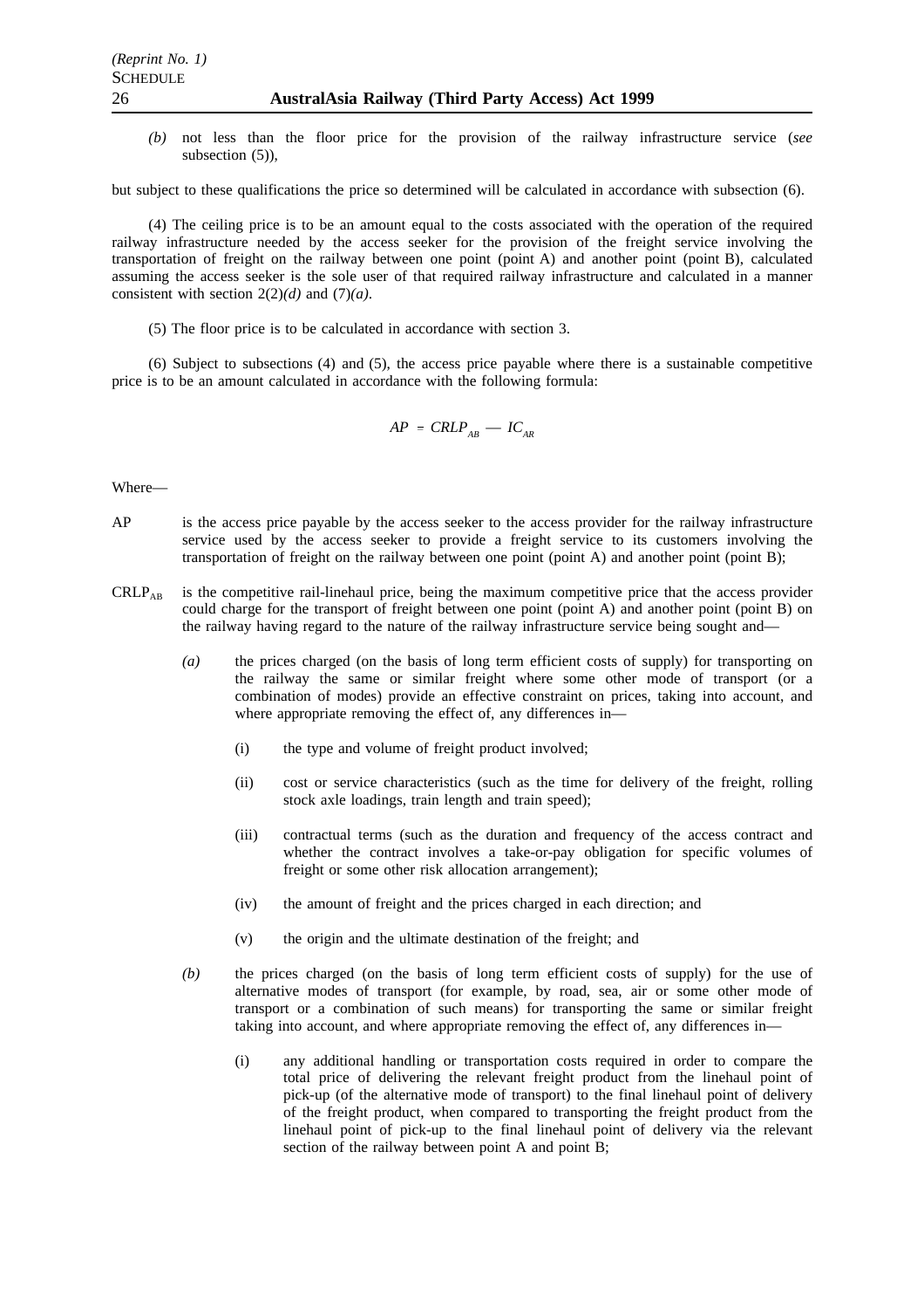*(b)* not less than the floor price for the provision of the railway infrastructure service (*see* subsection (5)),

but subject to these qualifications the price so determined will be calculated in accordance with subsection (6).

(4) The ceiling price is to be an amount equal to the costs associated with the operation of the required railway infrastructure needed by the access seeker for the provision of the freight service involving the transportation of freight on the railway between one point (point A) and another point (point B), calculated assuming the access seeker is the sole user of that required railway infrastructure and calculated in a manner consistent with section 2(2)*(d)* and (7)*(a)*.

(5) The floor price is to be calculated in accordance with section 3.

(6) Subject to subsections (4) and (5), the access price payable where there is a sustainable competitive price is to be an amount calculated in accordance with the following formula:

$$AP = CRLP_{AB} - IC_{AR}$$

Where—

AP is the access price payable by the access seeker to the access provider for the railway infrastructure service used by the access seeker to provide a freight service to its customers involving the transportation of freight on the railway between one point (point A) and another point (point B);

$CRLP_{AB}$ is the competitive rail-linehaul price, being the maximum competitive price that the access provider could charge for the transport of freight between one point (point A) and another point (point B) on the railway having regard to the nature of the railway infrastructure service being sought and—

*(a)* the prices charged (on the basis of long term efficient costs of supply) for transporting on the railway the same or similar freight where some other mode of transport (or a combination of modes) provide an effective constraint on prices, taking into account, and where appropriate removing the effect of, any differences in—

(i) the type and volume of freight product involved;

(ii) cost or service characteristics (such as the time for delivery of the freight, rolling stock axle loadings, train length and train speed);

(iii) contractual terms (such as the duration and frequency of the access contract and whether the contract involves a take-or-pay obligation for specific volumes of freight or some other risk allocation arrangement);

(iv) the amount of freight and the prices charged in each direction; and

(v) the origin and the ultimate destination of the freight; and

*(b)* the prices charged (on the basis of long term efficient costs of supply) for the use of alternative modes of transport (for example, by road, sea, air or some other mode of transport or a combination of such means) for transporting the same or similar freight taking into account, and where appropriate removing the effect of, any differences in—

(i) any additional handling or transportation costs required in order to compare the total price of delivering the relevant freight product from the linehaul point of pick-up (of the alternative mode of transport) to the final linehaul point of delivery of the freight product, when compared to transporting the freight product from the linehaul point of pick-up to the final linehaul point of delivery via the relevant section of the railway between point A and point B;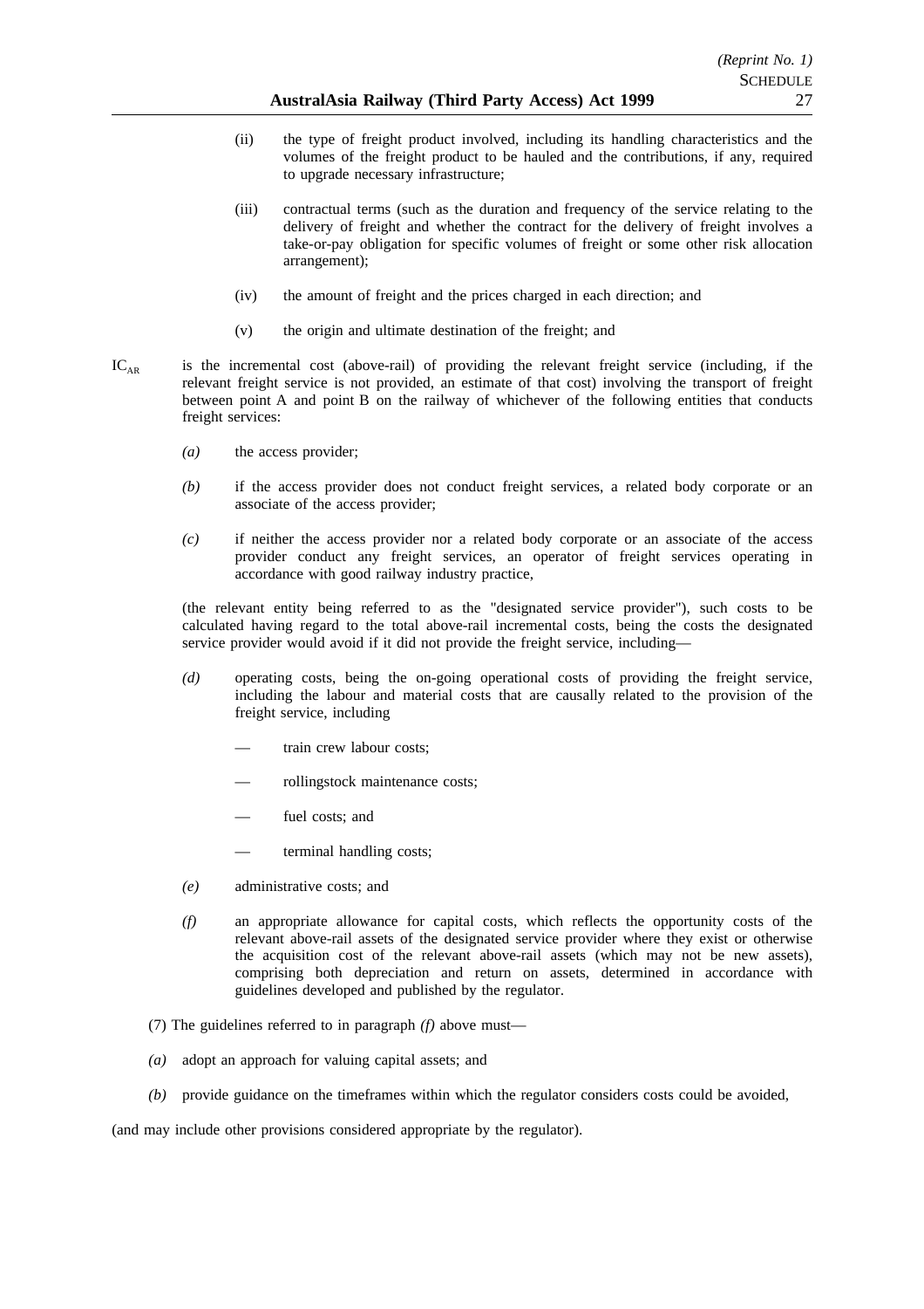(ii) the type of freight product involved, including its handling characteristics and the volumes of the freight product to be hauled and the contributions, if any, required to upgrade necessary infrastructure;

(iii) contractual terms (such as the duration and frequency of the service relating to the delivery of freight and whether the contract for the delivery of freight involves a take-or-pay obligation for specific volumes of freight or some other risk allocation arrangement);

(iv) the amount of freight and the prices charged in each direction; and

(v) the origin and ultimate destination of the freight; and

$IC_{AR}$ is the incremental cost (above-rail) of providing the relevant freight service (including, if the relevant freight service is not provided, an estimate of that cost) involving the transport of freight between point A and point B on the railway of whichever of the following entities that conducts freight services:

*(a)* the access provider;

*(b)* if the access provider does not conduct freight services, a related body corporate or an associate of the access provider;

*(c)* if neither the access provider nor a related body corporate or an associate of the access provider conduct any freight services, an operator of freight services operating in accordance with good railway industry practice,

(the relevant entity being referred to as the "designated service provider"), such costs to be calculated having regard to the total above-rail incremental costs, being the costs the designated service provider would avoid if it did not provide the freight service, including—

*(d)* operating costs, being the on-going operational costs of providing the freight service, including the labour and material costs that are causally related to the provision of the freight service, including

— train crew labour costs;

— rollingstock maintenance costs;

— fuel costs; and

— terminal handling costs;

*(e)* administrative costs; and

*(f)* an appropriate allowance for capital costs, which reflects the opportunity costs of the relevant above-rail assets of the designated service provider where they exist or otherwise the acquisition cost of the relevant above-rail assets (which may not be new assets), comprising both depreciation and return on assets, determined in accordance with guidelines developed and published by the regulator.

(7) The guidelines referred to in paragraph *(f)* above must—

*(a)* adopt an approach for valuing capital assets; and

*(b)* provide guidance on the timeframes within which the regulator considers costs could be avoided,

(and may include other provisions considered appropriate by the regulator).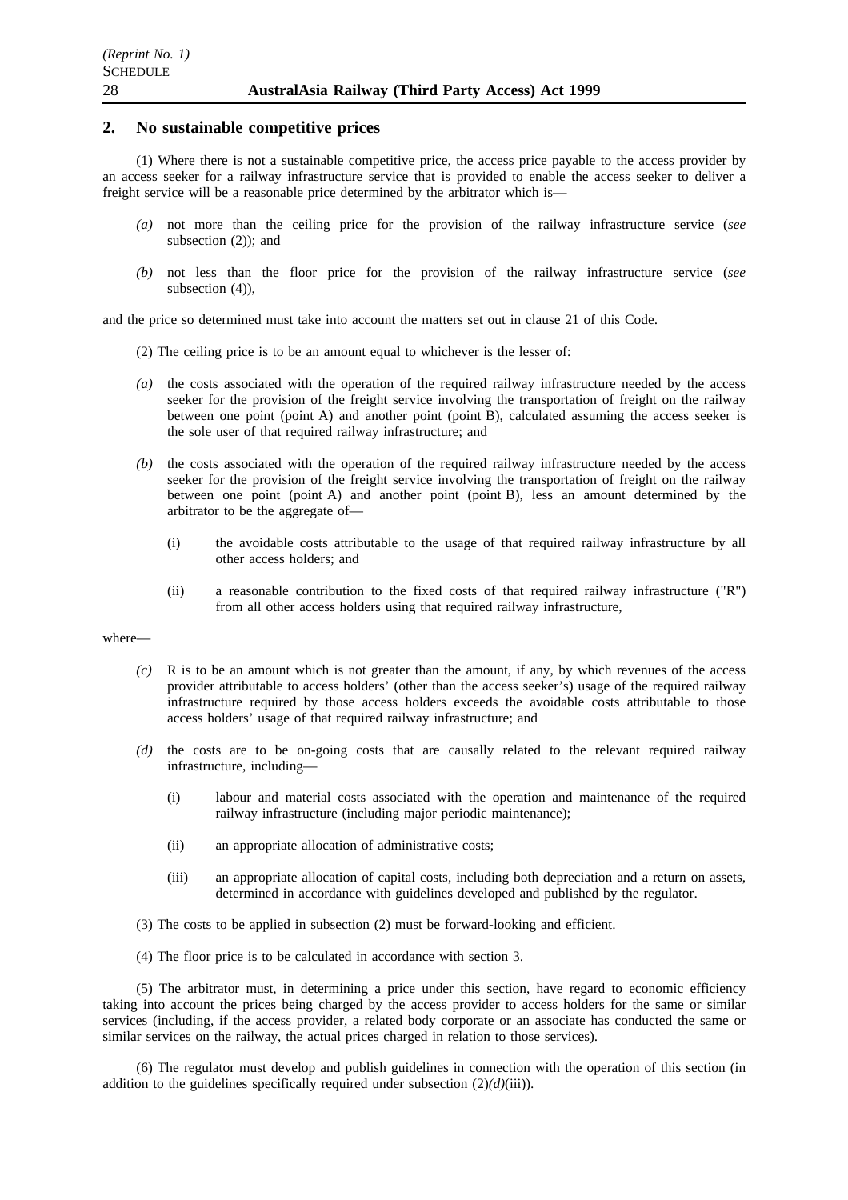## 2. No sustainable competitive prices

(1) Where there is not a sustainable competitive price, the access price payable to the access provider by an access seeker for a railway infrastructure service that is provided to enable the access seeker to deliver a freight service will be a reasonable price determined by the arbitrator which is—

*(a)* not more than the ceiling price for the provision of the railway infrastructure service (*see* subsection (2)); and

*(b)* not less than the floor price for the provision of the railway infrastructure service (*see* subsection (4)),

and the price so determined must take into account the matters set out in clause 21 of this Code.

(2) The ceiling price is to be an amount equal to whichever is the lesser of:

*(a)* the costs associated with the operation of the required railway infrastructure needed by the access seeker for the provision of the freight service involving the transportation of freight on the railway between one point (point A) and another point (point B), calculated assuming the access seeker is the sole user of that required railway infrastructure; and

*(b)* the costs associated with the operation of the required railway infrastructure needed by the access seeker for the provision of the freight service involving the transportation of freight on the railway between one point (point A) and another point (point B), less an amount determined by the arbitrator to be the aggregate of—

(i) the avoidable costs attributable to the usage of that required railway infrastructure by all other access holders; and

(ii) a reasonable contribution to the fixed costs of that required railway infrastructure ("R") from all other access holders using that required railway infrastructure,

where—

*(c)* R is to be an amount which is not greater than the amount, if any, by which revenues of the access provider attributable to access holders' (other than the access seeker's) usage of the required railway infrastructure required by those access holders exceeds the avoidable costs attributable to those access holders' usage of that required railway infrastructure; and

*(d)* the costs are to be on-going costs that are causally related to the relevant required railway infrastructure, including—

(i) labour and material costs associated with the operation and maintenance of the required railway infrastructure (including major periodic maintenance);

(ii) an appropriate allocation of administrative costs;

(iii) an appropriate allocation of capital costs, including both depreciation and a return on assets, determined in accordance with guidelines developed and published by the regulator.

(3) The costs to be applied in subsection (2) must be forward-looking and efficient.

(4) The floor price is to be calculated in accordance with section 3.

(5) The arbitrator must, in determining a price under this section, have regard to economic efficiency taking into account the prices being charged by the access provider to access holders for the same or similar services (including, if the access provider, a related body corporate or an associate has conducted the same or similar services on the railway, the actual prices charged in relation to those services).

(6) The regulator must develop and publish guidelines in connection with the operation of this section (in addition to the guidelines specifically required under subsection (2)*(d)*(iii)).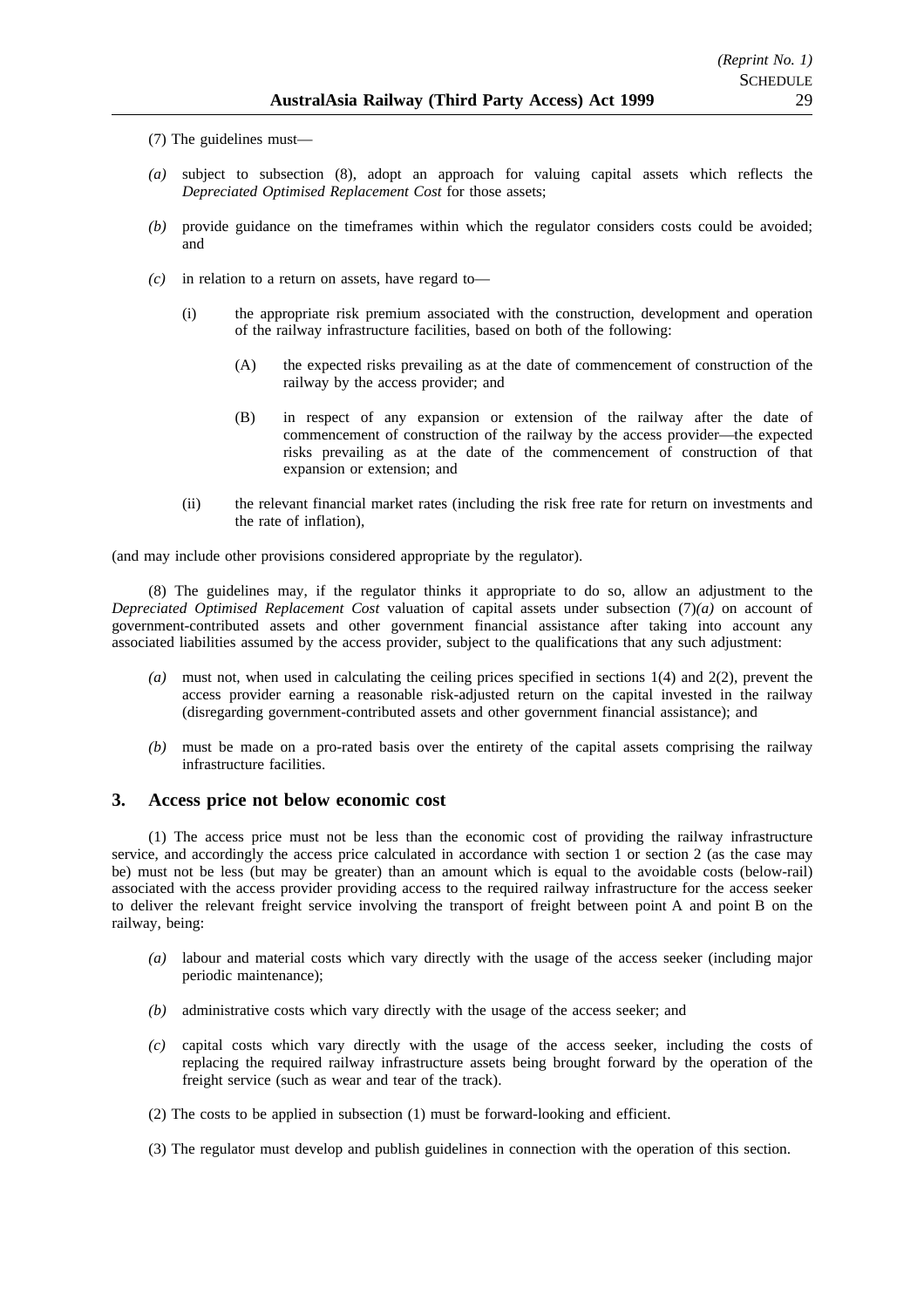(7) The guidelines must—

*(a)* subject to subsection (8), adopt an approach for valuing capital assets which reflects the *Depreciated Optimised Replacement Cost* for those assets;

*(b)* provide guidance on the timeframes within which the regulator considers costs could be avoided; and

*(c)* in relation to a return on assets, have regard to—

(i) the appropriate risk premium associated with the construction, development and operation of the railway infrastructure facilities, based on both of the following:

(A) the expected risks prevailing as at the date of commencement of construction of the railway by the access provider; and

(B) in respect of any expansion or extension of the railway after the date of commencement of construction of the railway by the access provider—the expected risks prevailing as at the date of the commencement of construction of that expansion or extension; and

(ii) the relevant financial market rates (including the risk free rate for return on investments and the rate of inflation),

(and may include other provisions considered appropriate by the regulator).

(8) The guidelines may, if the regulator thinks it appropriate to do so, allow an adjustment to the *Depreciated Optimised Replacement Cost* valuation of capital assets under subsection (7)*(a)* on account of government-contributed assets and other government financial assistance after taking into account any associated liabilities assumed by the access provider, subject to the qualifications that any such adjustment:

*(a)* must not, when used in calculating the ceiling prices specified in sections 1(4) and 2(2), prevent the access provider earning a reasonable risk-adjusted return on the capital invested in the railway (disregarding government-contributed assets and other government financial assistance); and

*(b)* must be made on a pro-rated basis over the entirety of the capital assets comprising the railway infrastructure facilities.

## 3. Access price not below economic cost

(1) The access price must not be less than the economic cost of providing the railway infrastructure service, and accordingly the access price calculated in accordance with section 1 or section 2 (as the case may be) must not be less (but may be greater) than an amount which is equal to the avoidable costs (below-rail) associated with the access provider providing access to the required railway infrastructure for the access seeker to deliver the relevant freight service involving the transport of freight between point A and point B on the railway, being:

*(a)* labour and material costs which vary directly with the usage of the access seeker (including major periodic maintenance);

*(b)* administrative costs which vary directly with the usage of the access seeker; and

*(c)* capital costs which vary directly with the usage of the access seeker, including the costs of replacing the required railway infrastructure assets being brought forward by the operation of the freight service (such as wear and tear of the track).

(2) The costs to be applied in subsection (1) must be forward-looking and efficient.

(3) The regulator must develop and publish guidelines in connection with the operation of this section.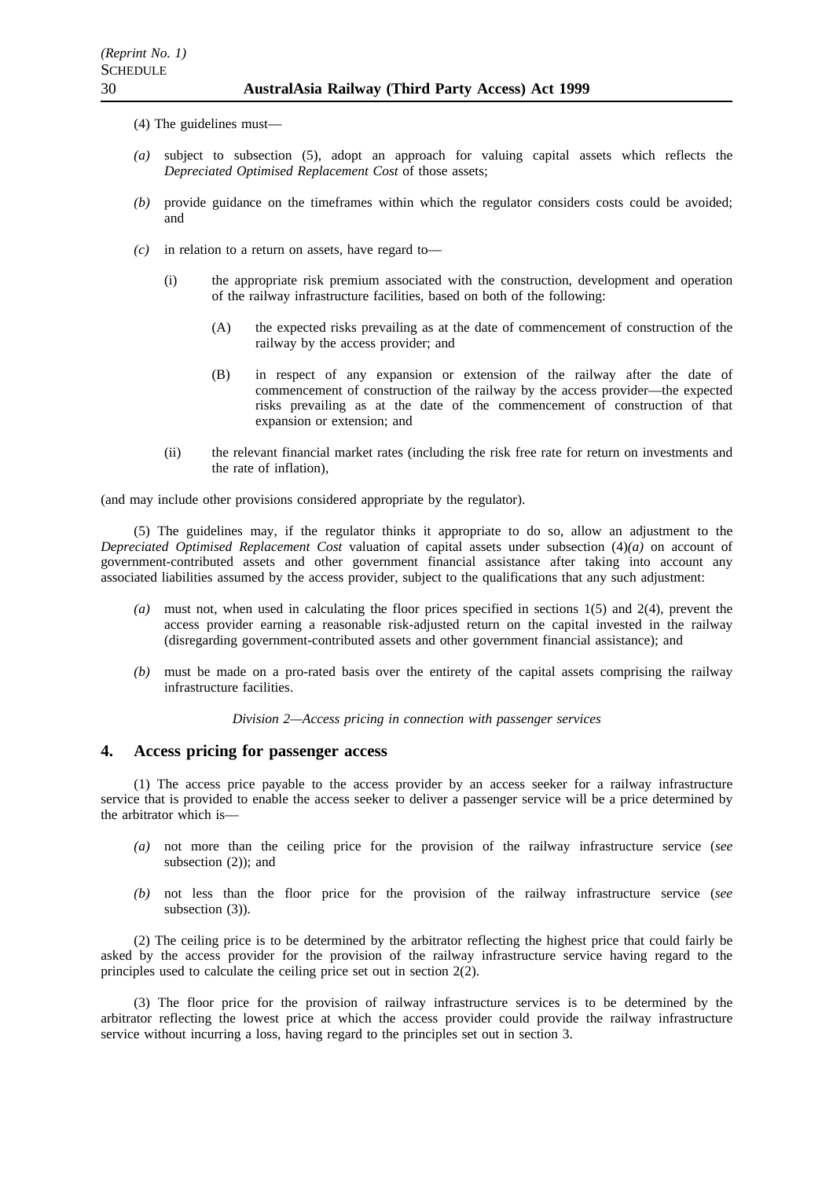(4) The guidelines must—

*(a)* subject to subsection (5), adopt an approach for valuing capital assets which reflects the *Depreciated Optimised Replacement Cost* of those assets;

*(b)* provide guidance on the timeframes within which the regulator considers costs could be avoided; and

*(c)* in relation to a return on assets, have regard to—

(i) the appropriate risk premium associated with the construction, development and operation of the railway infrastructure facilities, based on both of the following:

(A) the expected risks prevailing as at the date of commencement of construction of the railway by the access provider; and

(B) in respect of any expansion or extension of the railway after the date of commencement of construction of the railway by the access provider—the expected risks prevailing as at the date of the commencement of construction of that expansion or extension; and

(ii) the relevant financial market rates (including the risk free rate for return on investments and the rate of inflation),

(and may include other provisions considered appropriate by the regulator).

(5) The guidelines may, if the regulator thinks it appropriate to do so, allow an adjustment to the *Depreciated Optimised Replacement Cost* valuation of capital assets under subsection (4)*(a)* on account of government-contributed assets and other government financial assistance after taking into account any associated liabilities assumed by the access provider, subject to the qualifications that any such adjustment:

*(a)* must not, when used in calculating the floor prices specified in sections 1(5) and 2(4), prevent the access provider earning a reasonable risk-adjusted return on the capital invested in the railway (disregarding government-contributed assets and other government financial assistance); and

*(b)* must be made on a pro-rated basis over the entirety of the capital assets comprising the railway infrastructure facilities.

*Division 2—Access pricing in connection with passenger services*

## 4. Access pricing for passenger access

(1) The access price payable to the access provider by an access seeker for a railway infrastructure service that is provided to enable the access seeker to deliver a passenger service will be a price determined by the arbitrator which is—

*(a)* not more than the ceiling price for the provision of the railway infrastructure service (*see* subsection (2)); and

*(b)* not less than the floor price for the provision of the railway infrastructure service (*see* subsection (3)).

(2) The ceiling price is to be determined by the arbitrator reflecting the highest price that could fairly be asked by the access provider for the provision of the railway infrastructure service having regard to the principles used to calculate the ceiling price set out in section 2(2).

(3) The floor price for the provision of railway infrastructure services is to be determined by the arbitrator reflecting the lowest price at which the access provider could provide the railway infrastructure service without incurring a loss, having regard to the principles set out in section 3.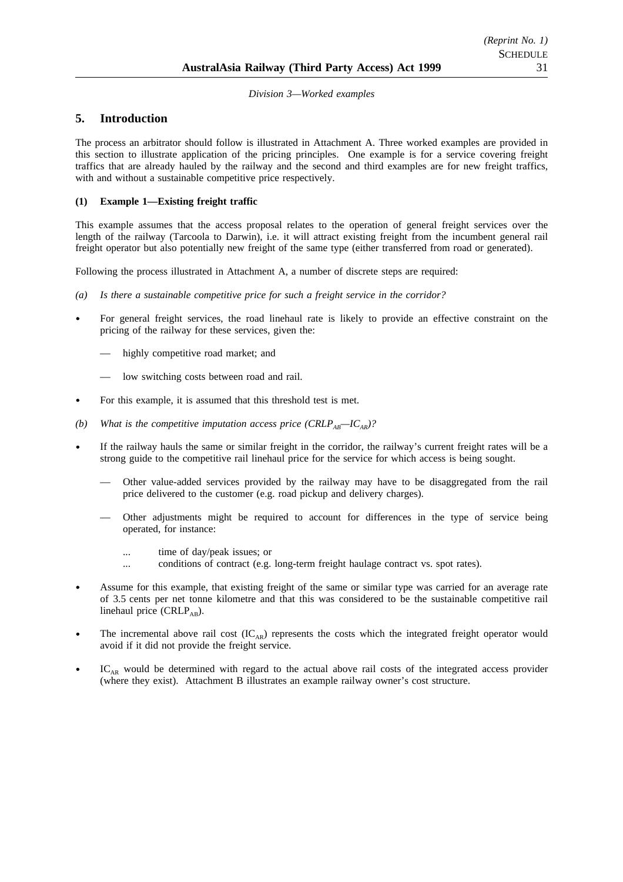*Division 3—Worked examples*

## 5. Introduction

The process an arbitrator should follow is illustrated in Attachment A. Three worked examples are provided in this section to illustrate application of the pricing principles. One example is for a service covering freight traffics that are already hauled by the railway and the second and third examples are for new freight traffics, with and without a sustainable competitive price respectively.

### (1) Example 1—Existing freight traffic

This example assumes that the access proposal relates to the operation of general freight services over the length of the railway (Tarcoola to Darwin), i.e. it will attract existing freight from the incumbent general rail freight operator but also potentially new freight of the same type (either transferred from road or generated).

Following the process illustrated in Attachment A, a number of discrete steps are required:

*(a) Is there a sustainable competitive price for such a freight service in the corridor?*

- For general freight services, the road linehaul rate is likely to provide an effective constraint on the pricing of the railway for these services, given the:
  - highly competitive road market; and
  - low switching costs between road and rail.
- For this example, it is assumed that this threshold test is met.

*(b) What is the competitive imputation access price ($CRLP_{AB}$—$IC_{AR}$)?*

- If the railway hauls the same or similar freight in the corridor, the railway's current freight rates will be a strong guide to the competitive rail linehaul price for the service for which access is being sought.
  - Other value-added services provided by the railway may have to be disaggregated from the rail price delivered to the customer (e.g. road pickup and delivery charges).
  - Other adjustments might be required to account for differences in the type of service being operated, for instance:
    - ... time of day/peak issues; or
    - ... conditions of contract (e.g. long-term freight haulage contract vs. spot rates).
- Assume for this example, that existing freight of the same or similar type was carried for an average rate of 3.5 cents per net tonne kilometre and that this was considered to be the sustainable competitive rail linehaul price ($CRLP_{AB}$).
- The incremental above rail cost ($IC_{AR}$) represents the costs which the integrated freight operator would avoid if it did not provide the freight service.
- $IC_{AR}$ would be determined with regard to the actual above rail costs of the integrated access provider (where they exist). Attachment B illustrates an example railway owner's cost structure.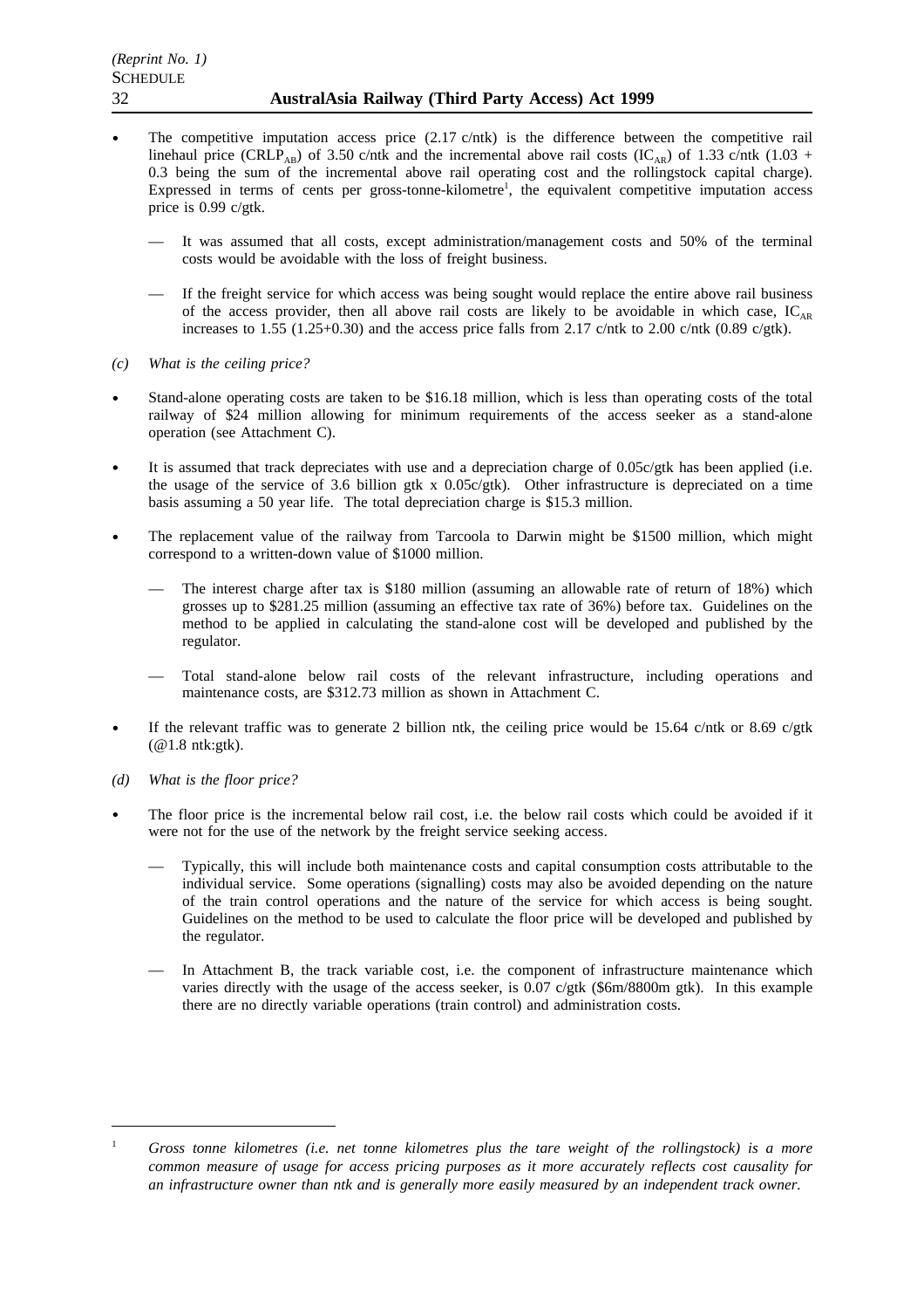- The competitive imputation access price (2.17 c/ntk) is the difference between the competitive rail linehaul price ($CRLP_{AB}$) of 3.50 c/ntk and the incremental above rail costs ($IC_{AR}$) of 1.33 c/ntk (1.03 + 0.3 being the sum of the incremental above rail operating cost and the rollingstock capital charge). Expressed in terms of cents per gross-tonne-kilometre[1], the equivalent competitive imputation access price is 0.99 c/gtk.

  — It was assumed that all costs, except administration/management costs and 50% of the terminal costs would be avoidable with the loss of freight business.

  — If the freight service for which access was being sought would replace the entire above rail business of the access provider, then all above rail costs are likely to be avoidable in which case, $IC_{AR}$ increases to 1.55 (1.25+0.30) and the access price falls from 2.17 c/ntk to 2.00 c/ntk (0.89 c/gtk).

*(c) What is the ceiling price?*

- Stand-alone operating costs are taken to be $16.18 million, which is less than operating costs of the total railway of $24 million allowing for minimum requirements of the access seeker as a stand-alone operation (see Attachment C).

- It is assumed that track depreciates with use and a depreciation charge of 0.05c/gtk has been applied (i.e. the usage of the service of 3.6 billion gtk x 0.05c/gtk). Other infrastructure is depreciated on a time basis assuming a 50 year life. The total depreciation charge is $15.3 million.

- The replacement value of the railway from Tarcoola to Darwin might be $1500 million, which might correspond to a written-down value of $1000 million.

  — The interest charge after tax is $180 million (assuming an allowable rate of return of 18%) which grosses up to $281.25 million (assuming an effective tax rate of 36%) before tax. Guidelines on the method to be applied in calculating the stand-alone cost will be developed and published by the regulator.

  — Total stand-alone below rail costs of the relevant infrastructure, including operations and maintenance costs, are $312.73 million as shown in Attachment C.

- If the relevant traffic was to generate 2 billion ntk, the ceiling price would be 15.64 c/ntk or 8.69 c/gtk (@1.8 ntk:gtk).

*(d) What is the floor price?*

- The floor price is the incremental below rail cost, i.e. the below rail costs which could be avoided if it were not for the use of the network by the freight service seeking access.

  — Typically, this will include both maintenance costs and capital consumption costs attributable to the individual service. Some operations (signalling) costs may also be avoided depending on the nature of the train control operations and the nature of the service for which access is being sought. Guidelines on the method to be used to calculate the floor price will be developed and published by the regulator.

  — In Attachment B, the track variable cost, i.e. the component of infrastructure maintenance which varies directly with the usage of the access seeker, is 0.07 c/gtk ($6m/8800m gtk). In this example there are no directly variable operations (train control) and administration costs.

---

[1] *Gross tonne kilometres (i.e. net tonne kilometres plus the tare weight of the rollingstock) is a more common measure of usage for access pricing purposes as it more accurately reflects cost causality for an infrastructure owner than ntk and is generally more easily measured by an independent track owner.*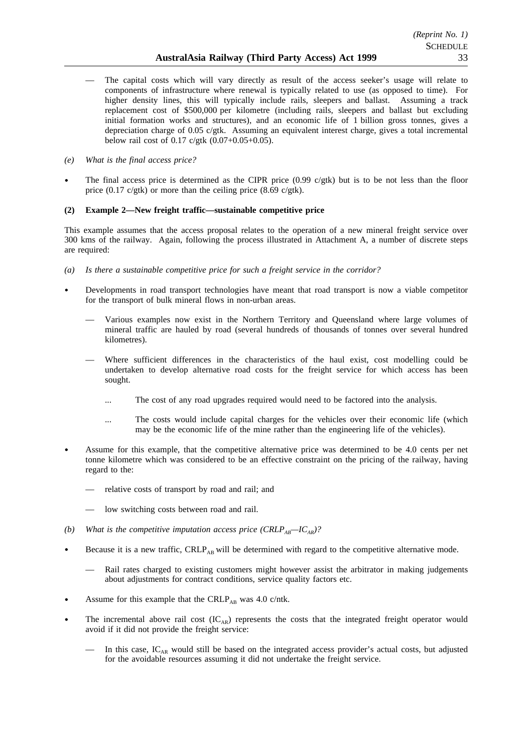- The capital costs which will vary directly as result of the access seeker's usage will relate to components of infrastructure where renewal is typically related to use (as opposed to time). For higher density lines, this will typically include rails, sleepers and ballast. Assuming a track replacement cost of \$500,000 per kilometre (including rails, sleepers and ballast but excluding initial formation works and structures), and an economic life of 1 billion gross tonnes, gives a depreciation charge of 0.05 c/gtk. Assuming an equivalent interest charge, gives a total incremental below rail cost of 0.17 c/gtk (0.07+0.05+0.05).

*(e) What is the final access price?*

- The final access price is determined as the CIPR price (0.99 c/gtk) but is to be not less than the floor price (0.17 c/gtk) or more than the ceiling price (8.69 c/gtk).

**(2) Example 2—New freight traffic—sustainable competitive price**

This example assumes that the access proposal relates to the operation of a new mineral freight service over 300 kms of the railway. Again, following the process illustrated in Attachment A, a number of discrete steps are required:

*(a) Is there a sustainable competitive price for such a freight service in the corridor?*

- Developments in road transport technologies have meant that road transport is now a viable competitor for the transport of bulk mineral flows in non-urban areas.
  - Various examples now exist in the Northern Territory and Queensland where large volumes of mineral traffic are hauled by road (several hundreds of thousands of tonnes over several hundred kilometres).
  - Where sufficient differences in the characteristics of the haul exist, cost modelling could be undertaken to develop alternative road costs for the freight service for which access has been sought.
    - ... The cost of any road upgrades required would need to be factored into the analysis.
    - ... The costs would include capital charges for the vehicles over their economic life (which may be the economic life of the mine rather than the engineering life of the vehicles).
- Assume for this example, that the competitive alternative price was determined to be 4.0 cents per net tonne kilometre which was considered to be an effective constraint on the pricing of the railway, having regard to the:
  - relative costs of transport by road and rail; and
  - low switching costs between road and rail.

*(b) What is the competitive imputation access price ($CRLP_{AB}$—$IC_{AR}$)?*

- Because it is a new traffic, $CRLP_{AB}$ will be determined with regard to the competitive alternative mode.
  - Rail rates charged to existing customers might however assist the arbitrator in making judgements about adjustments for contract conditions, service quality factors etc.
- Assume for this example that the $CRLP_{AB}$ was 4.0 c/ntk.
- The incremental above rail cost ($IC_{AR}$) represents the costs that the integrated freight operator would avoid if it did not provide the freight service:
  - In this case, $IC_{AR}$ would still be based on the integrated access provider's actual costs, but adjusted for the avoidable resources assuming it did not undertake the freight service.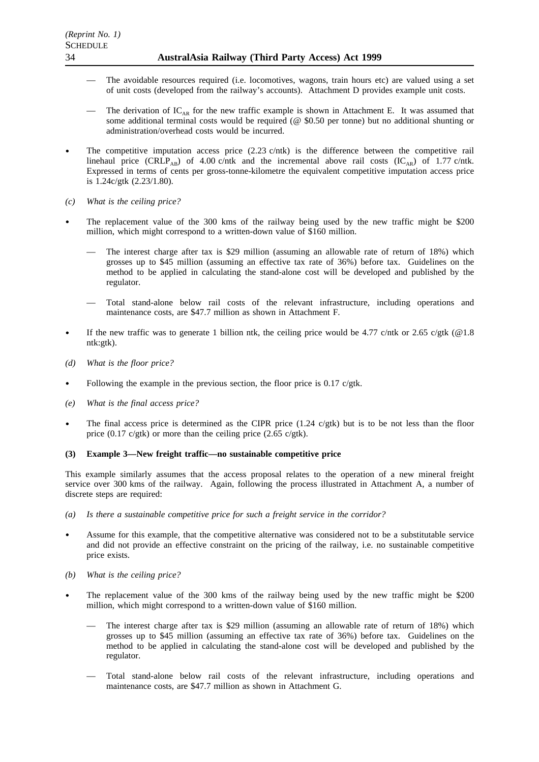- The avoidable resources required (i.e. locomotives, wagons, train hours etc) are valued using a set of unit costs (developed from the railway's accounts). Attachment D provides example unit costs.

- The derivation of $IC_{AR}$ for the new traffic example is shown in Attachment E. It was assumed that some additional terminal costs would be required (@ $0.50 per tonne) but no additional shunting or administration/overhead costs would be incurred.

- The competitive imputation access price (2.23 c/ntk) is the difference between the competitive rail linehaul price ($CRLP_{AB}$) of 4.00 c/ntk and the incremental above rail costs ($IC_{AR}$) of 1.77 c/ntk. Expressed in terms of cents per gross-tonne-kilometre the equivalent competitive imputation access price is 1.24c/gtk (2.23/1.80).

*(c) What is the ceiling price?*

- The replacement value of the 300 kms of the railway being used by the new traffic might be $200 million, which might correspond to a written-down value of $160 million.

  - The interest charge after tax is $29 million (assuming an allowable rate of return of 18%) which grosses up to $45 million (assuming an effective tax rate of 36%) before tax. Guidelines on the method to be applied in calculating the stand-alone cost will be developed and published by the regulator.

  - Total stand-alone below rail costs of the relevant infrastructure, including operations and maintenance costs, are $47.7 million as shown in Attachment F.

- If the new traffic was to generate 1 billion ntk, the ceiling price would be 4.77 c/ntk or 2.65 c/gtk (@1.8 ntk:gtk).

*(d) What is the floor price?*

- Following the example in the previous section, the floor price is 0.17 c/gtk.

*(e) What is the final access price?*

- The final access price is determined as the CIPR price (1.24 c/gtk) but is to be not less than the floor price (0.17 c/gtk) or more than the ceiling price (2.65 c/gtk).

**(3) Example 3—New freight traffic—no sustainable competitive price**

This example similarly assumes that the access proposal relates to the operation of a new mineral freight service over 300 kms of the railway. Again, following the process illustrated in Attachment A, a number of discrete steps are required:

*(a) Is there a sustainable competitive price for such a freight service in the corridor?*

- Assume for this example, that the competitive alternative was considered not to be a substitutable service and did not provide an effective constraint on the pricing of the railway, i.e. no sustainable competitive price exists.

*(b) What is the ceiling price?*

- The replacement value of the 300 kms of the railway being used by the new traffic might be $200 million, which might correspond to a written-down value of $160 million.

  - The interest charge after tax is $29 million (assuming an allowable rate of return of 18%) which grosses up to $45 million (assuming an effective tax rate of 36%) before tax. Guidelines on the method to be applied in calculating the stand-alone cost will be developed and published by the regulator.

  - Total stand-alone below rail costs of the relevant infrastructure, including operations and maintenance costs, are $47.7 million as shown in Attachment G.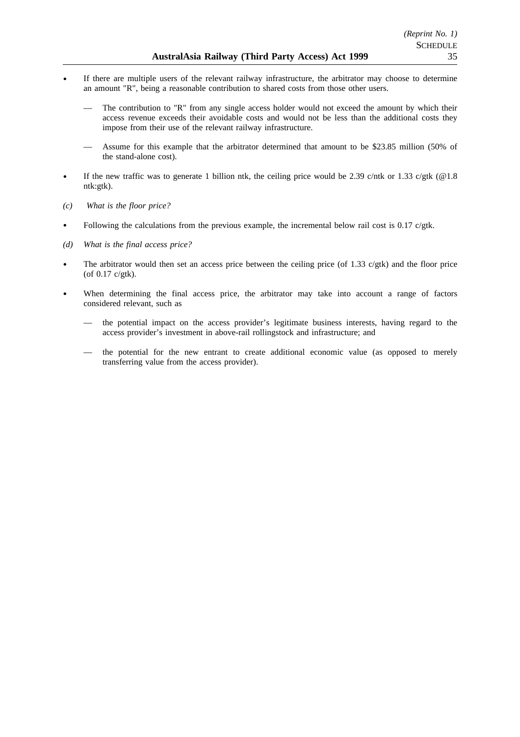- If there are multiple users of the relevant railway infrastructure, the arbitrator may choose to determine an amount "R", being a reasonable contribution to shared costs from those other users.

  - The contribution to "R" from any single access holder would not exceed the amount by which their access revenue exceeds their avoidable costs and would not be less than the additional costs they impose from their use of the relevant railway infrastructure.

  - Assume for this example that the arbitrator determined that amount to be $23.85 million (50% of the stand-alone cost).

- If the new traffic was to generate 1 billion ntk, the ceiling price would be 2.39 c/ntk or 1.33 c/gtk (@1.8 ntk:gtk).

*(c) What is the floor price?*

- Following the calculations from the previous example, the incremental below rail cost is 0.17 c/gtk.

*(d) What is the final access price?*

- The arbitrator would then set an access price between the ceiling price (of 1.33 c/gtk) and the floor price (of 0.17 c/gtk).

- When determining the final access price, the arbitrator may take into account a range of factors considered relevant, such as

  - the potential impact on the access provider's legitimate business interests, having regard to the access provider's investment in above-rail rollingstock and infrastructure; and

  - the potential for the new entrant to create additional economic value (as opposed to merely transferring value from the access provider).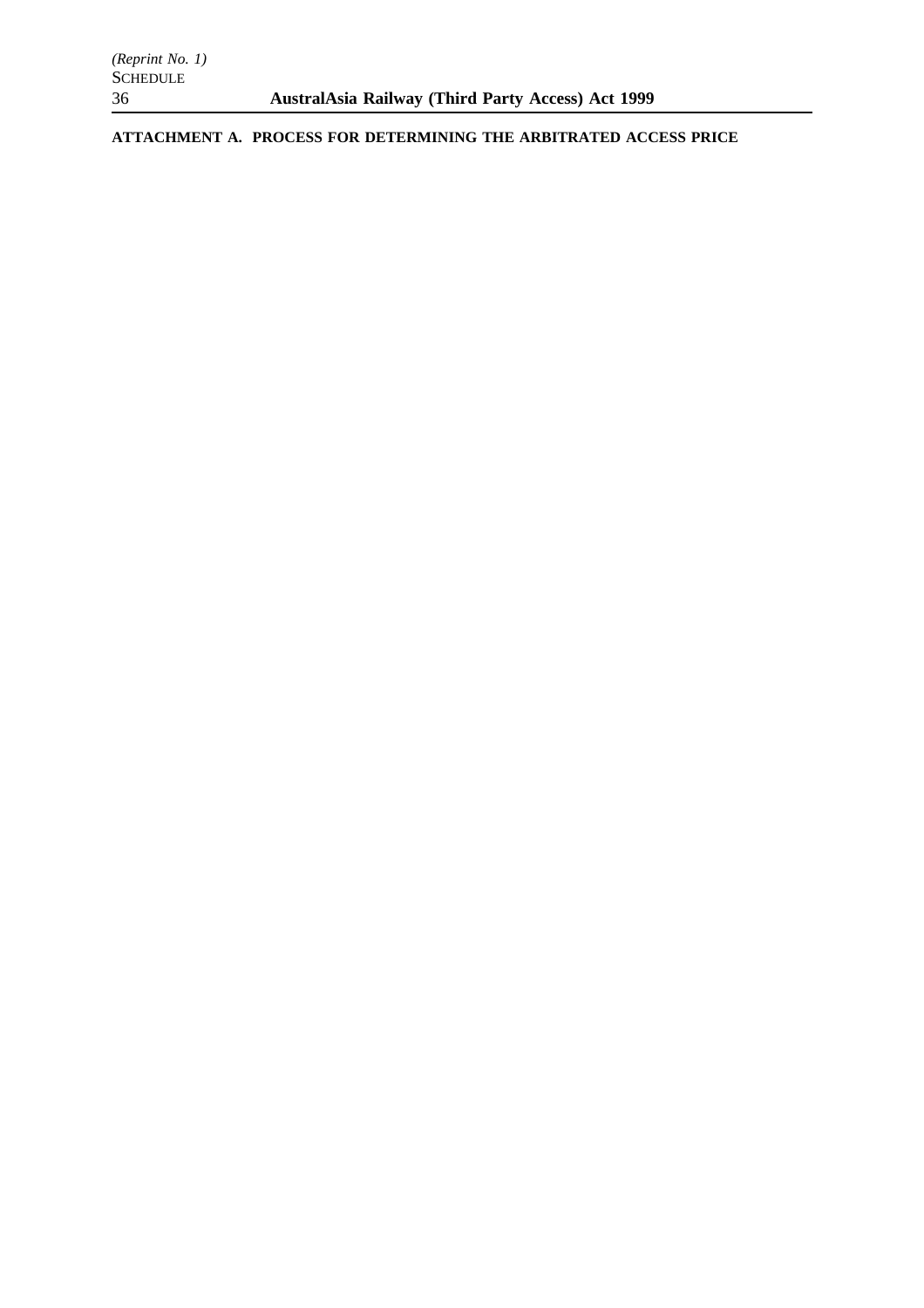**ATTACHMENT A. PROCESS FOR DETERMINING THE ARBITRATED ACCESS PRICE**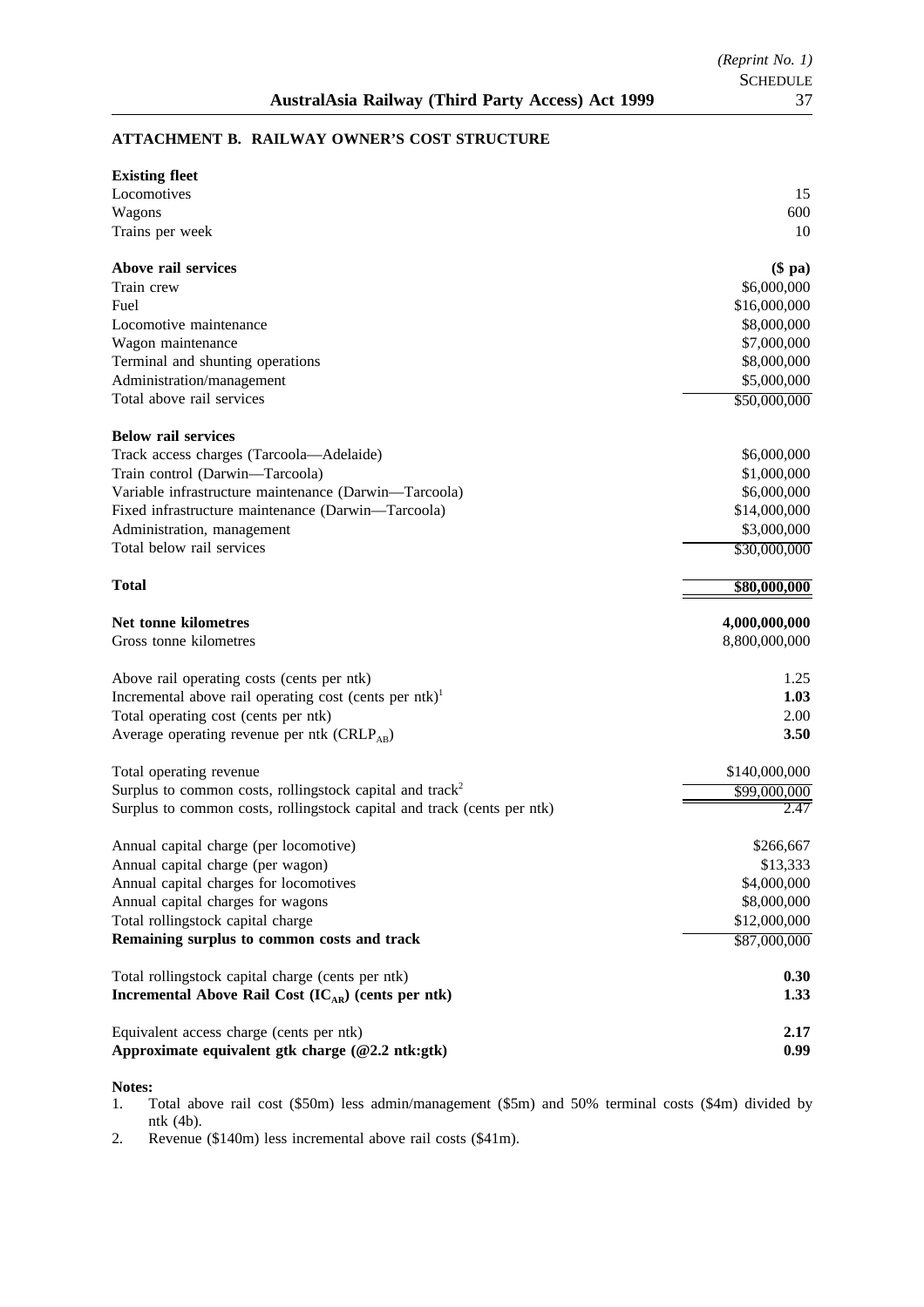## ATTACHMENT B. RAILWAY OWNER'S COST STRUCTURE

| | |
|---|---|
| **Existing fleet** | |
| Locomotives | 15 |
| Wagons | 600 |
| Trains per week | 10 |
| | |
| **Above rail services** | **($ pa)** |
| Train crew | $6,000,000 |
| Fuel | $16,000,000 |
| Locomotive maintenance | $8,000,000 |
| Wagon maintenance | $7,000,000 |
| Terminal and shunting operations | $8,000,000 |
| Administration/management | $5,000,000 |
| Total above rail services | $50,000,000 |
| | |
| **Below rail services** | |
| Track access charges (Tarcoola—Adelaide) | $6,000,000 |
| Train control (Darwin—Tarcoola) | $1,000,000 |
| Variable infrastructure maintenance (Darwin—Tarcoola) | $6,000,000 |
| Fixed infrastructure maintenance (Darwin—Tarcoola) | $14,000,000 |
| Administration, management | $3,000,000 |
| Total below rail services | $30,000,000 |
| | |
| **Total** | **$80,000,000** |
| | |
| **Net tonne kilometres** | **4,000,000,000** |
| Gross tonne kilometres | 8,800,000,000 |
| | |
| Above rail operating costs (cents per ntk) | 1.25 |
| Incremental above rail operating cost (cents per ntk)[1] | **1.03** |
| Total operating cost (cents per ntk) | 2.00 |
| Average operating revenue per ntk ($CRLP_{AB}$) | **3.50** |
| | |
| Total operating revenue | $140,000,000 |
| Surplus to common costs, rollingstock capital and track[2] | $99,000,000 |
| Surplus to common costs, rollingstock capital and track (cents per ntk) | 2.47 |
| | |
| Annual capital charge (per locomotive) | $266,667 |
| Annual capital charge (per wagon) | $13,333 |
| Annual capital charges for locomotives | $4,000,000 |
| Annual capital charges for wagons | $8,000,000 |
| Total rollingstock capital charge | $12,000,000 |
| **Remaining surplus to common costs and track** | $87,000,000 |
| | |
| Total rollingstock capital charge (cents per ntk) | **0.30** |
| **Incremental Above Rail Cost ($IC_{AR}$) (cents per ntk)** | **1.33** |
| | |
| Equivalent access charge (cents per ntk) | **2.17** |
| **Approximate equivalent gtk charge (@2.2 ntk:gtk)** | **0.99** |

**Notes:**

1. Total above rail cost ($50m) less admin/management ($5m) and 50% terminal costs ($4m) divided by ntk (4b).
2. Revenue ($140m) less incremental above rail costs ($41m).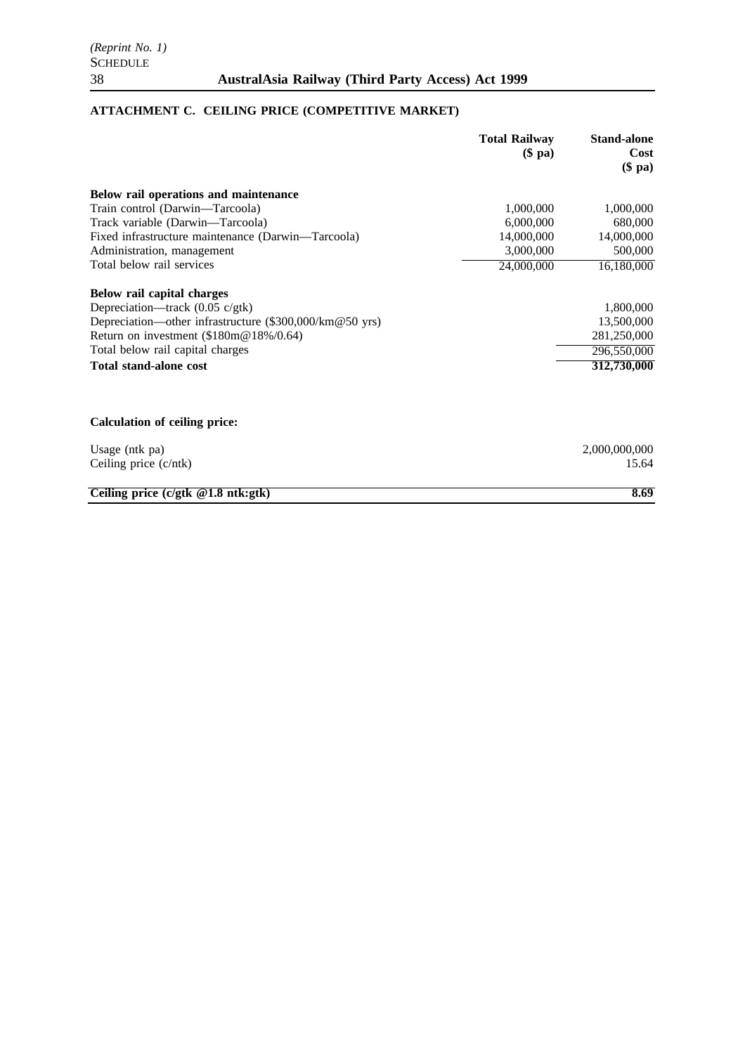## ATTACHMENT C. CEILING PRICE (COMPETITIVE MARKET)

| | Total Railway ($ pa) | Stand-alone Cost ($ pa) |
|---|---|---|
| **Below rail operations and maintenance** | | |
| Train control (Darwin—Tarcoola) | 1,000,000 | 1,000,000 |
| Track variable (Darwin—Tarcoola) | 6,000,000 | 680,000 |
| Fixed infrastructure maintenance (Darwin—Tarcoola) | 14,000,000 | 14,000,000 |
| Administration, management | 3,000,000 | 500,000 |
| Total below rail services | 24,000,000 | 16,180,000 |
| **Below rail capital charges** | | |
| Depreciation—track (0.05 c/gtk) | | 1,800,000 |
| Depreciation—other infrastructure ($300,000/km@50 yrs) | | 13,500,000 |
| Return on investment ($180m@18%/0.64) | | 281,250,000 |
| Total below rail capital charges | | 296,550,000 |
| **Total stand-alone cost** | | **312,730,000** |

**Calculation of ceiling price:**

| | |
|---|---|
| Usage (ntk pa) | 2,000,000,000 |
| Ceiling price (c/ntk) | 15.64 |
| **Ceiling price (c/gtk @1.8 ntk:gtk)** | **8.69** |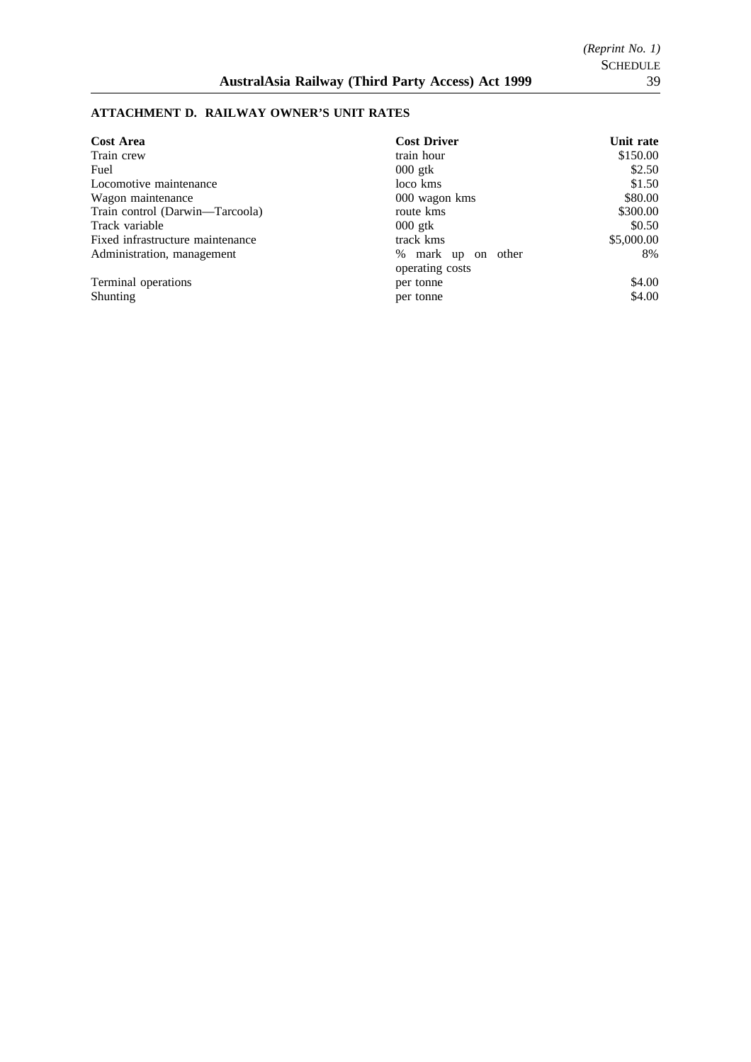## ATTACHMENT D. RAILWAY OWNER'S UNIT RATES

| Cost Area | Cost Driver | Unit rate |
|---|---|---|
| Train crew | train hour | $150.00 |
| Fuel | 000 gtk | $2.50 |
| Locomotive maintenance | loco kms | $1.50 |
| Wagon maintenance | 000 wagon kms | $80.00 |
| Train control (Darwin—Tarcoola) | route kms | $300.00 |
| Track variable | 000 gtk | $0.50 |
| Fixed infrastructure maintenance | track kms | $5,000.00 |
| Administration, management | % mark up on other operating costs | 8% |
| Terminal operations | per tonne | $4.00 |
| Shunting | per tonne | $4.00 |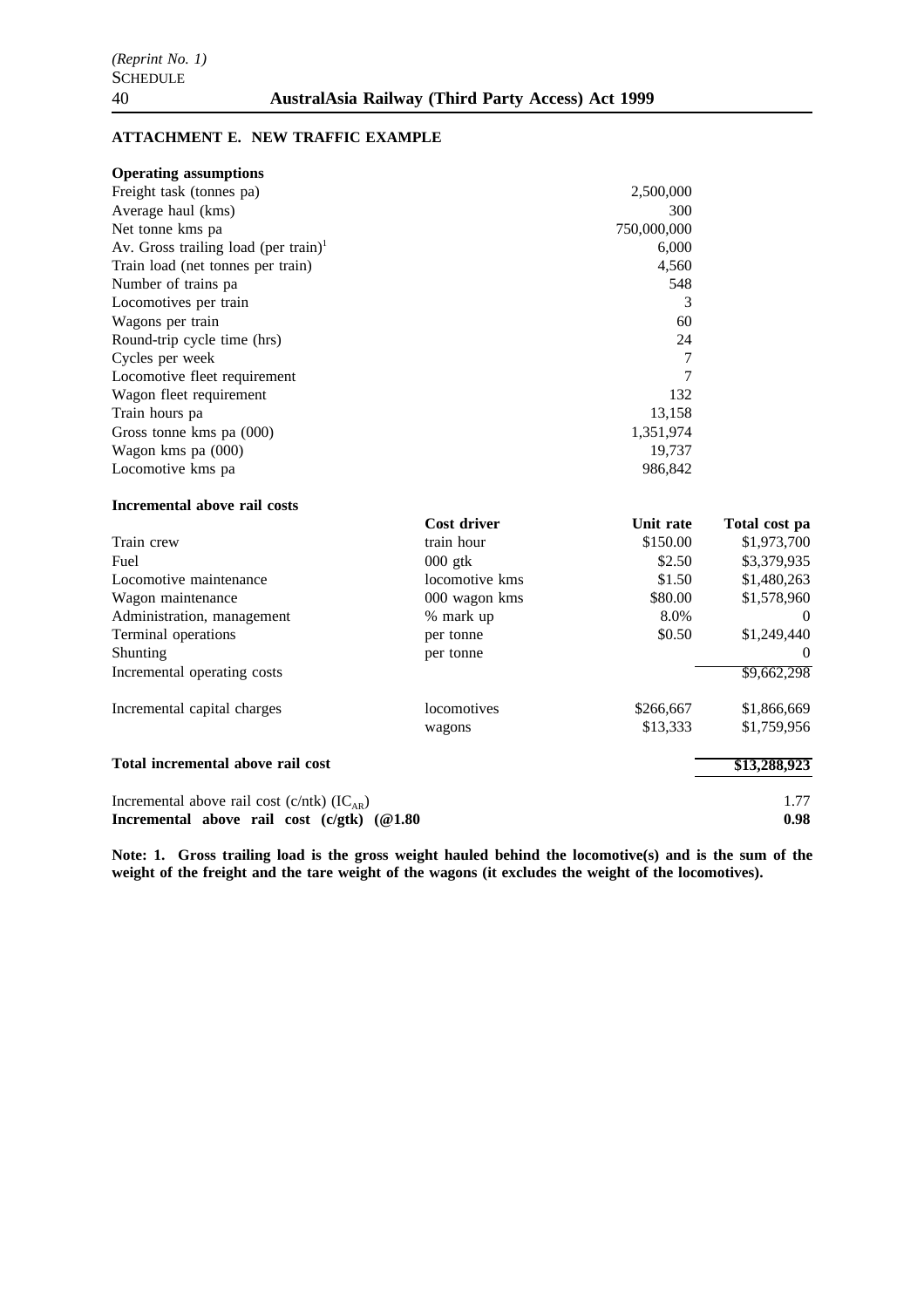## ATTACHMENT E. NEW TRAFFIC EXAMPLE

**Operating assumptions**

| | |
|---|---|
| Freight task (tonnes pa) | 2,500,000 |
| Average haul (kms) | 300 |
| Net tonne kms pa | 750,000,000 |
| Av. Gross trailing load (per train)[1] | 6,000 |
| Train load (net tonnes per train) | 4,560 |
| Number of trains pa | 548 |
| Locomotives per train | 3 |
| Wagons per train | 60 |
| Round-trip cycle time (hrs) | 24 |
| Cycles per week | 7 |
| Locomotive fleet requirement | 7 |
| Wagon fleet requirement | 132 |
| Train hours pa | 13,158 |
| Gross tonne kms pa (000) | 1,351,974 |
| Wagon kms pa (000) | 19,737 |
| Locomotive kms pa | 986,842 |

**Incremental above rail costs**

| | **Cost driver** | **Unit rate** | **Total cost pa** |
|---|---|---|---|
| Train crew | train hour | $150.00 | $1,973,700 |
| Fuel | 000 gtk | $2.50 | $3,379,935 |
| Locomotive maintenance | locomotive kms | $1.50 | $1,480,263 |
| Wagon maintenance | 000 wagon kms | $80.00 | $1,578,960 |
| Administration, management | % mark up | 8.0% | 0 |
| Terminal operations | per tonne | $0.50 | $1,249,440 |
| Shunting | per tonne | | 0 |
| Incremental operating costs | | | $9,662,298 |
| Incremental capital charges | locomotives | $266,667 | $1,866,669 |
| | wagons | $13,333 | $1,759,956 |
| **Total incremental above rail cost** | | | **$13,288,923** |
| Incremental above rail cost (c/ntk) ($IC_{AR}$) | | | 1.77 |
| **Incremental above rail cost (c/gtk) (@1.80** | | | **0.98** |

**Note: 1. Gross trailing load is the gross weight hauled behind the locomotive(s) and is the sum of the weight of the freight and the tare weight of the wagons (it excludes the weight of the locomotives).**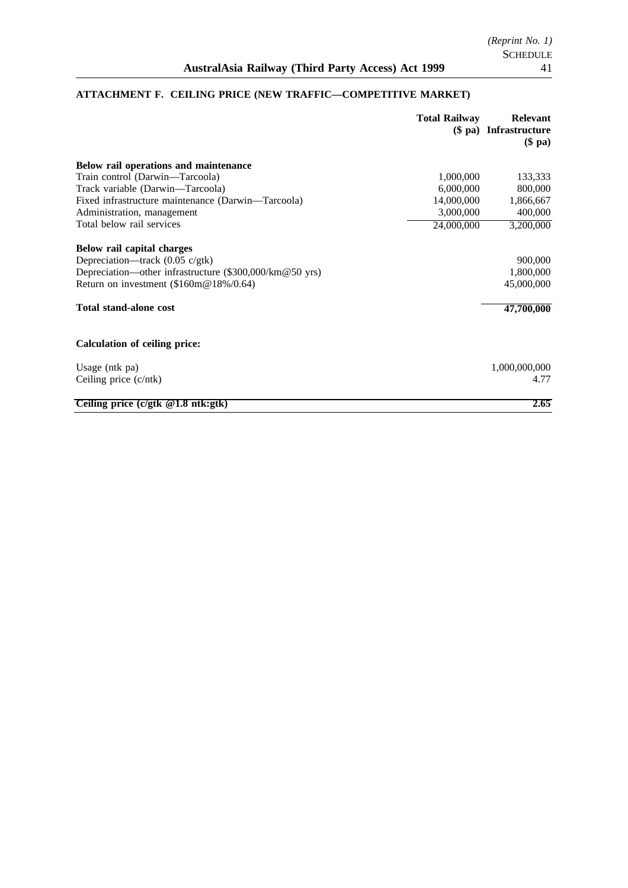## ATTACHMENT F. CEILING PRICE (NEW TRAFFIC—COMPETITIVE MARKET)

| | Total Railway ($ pa) | Relevant Infrastructure ($ pa) |
|---|---|---|
| **Below rail operations and maintenance** | | |
| Train control (Darwin—Tarcoola) | 1,000,000 | 133,333 |
| Track variable (Darwin—Tarcoola) | 6,000,000 | 800,000 |
| Fixed infrastructure maintenance (Darwin—Tarcoola) | 14,000,000 | 1,866,667 |
| Administration, management | 3,000,000 | 400,000 |
| Total below rail services | 24,000,000 | 3,200,000 |
| **Below rail capital charges** | | |
| Depreciation—track (0.05 c/gtk) | | 900,000 |
| Depreciation—other infrastructure ($300,000/km@50 yrs) | | 1,800,000 |
| Return on investment ($160m@18%/0.64) | | 45,000,000 |
| **Total stand-alone cost** | | **47,700,000** |
| **Calculation of ceiling price:** | | |
| Usage (ntk pa) | | 1,000,000,000 |
| Ceiling price (c/ntk) | | 4.77 |
| **Ceiling price (c/gtk @1.8 ntk:gtk)** | | **2.65** |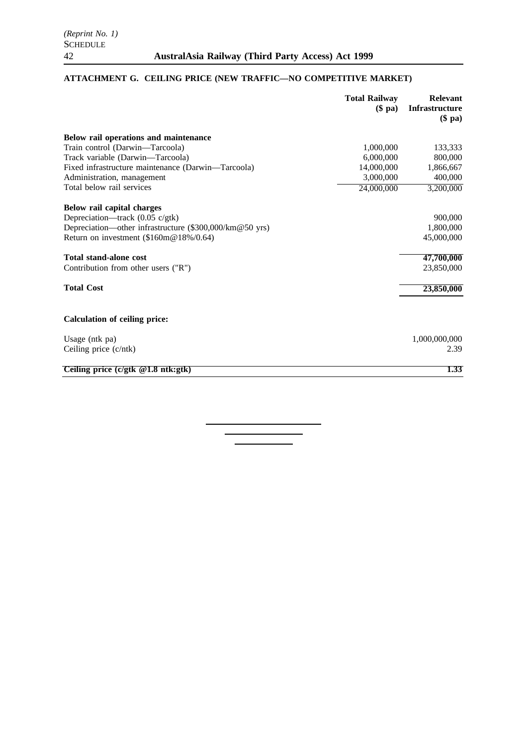## ATTACHMENT G. CEILING PRICE (NEW TRAFFIC—NO COMPETITIVE MARKET)

| | Total Railway ($ pa) | Relevant Infrastructure ($ pa) |
|---|---|---|
| **Below rail operations and maintenance** | | |
| Train control (Darwin—Tarcoola) | 1,000,000 | 133,333 |
| Track variable (Darwin—Tarcoola) | 6,000,000 | 800,000 |
| Fixed infrastructure maintenance (Darwin—Tarcoola) | 14,000,000 | 1,866,667 |
| Administration, management | 3,000,000 | 400,000 |
| Total below rail services | 24,000,000 | 3,200,000 |
| **Below rail capital charges** | | |
| Depreciation—track (0.05 c/gtk) | | 900,000 |
| Depreciation—other infrastructure ($300,000/km@50 yrs) | | 1,800,000 |
| Return on investment ($160m@18%/0.64) | | 45,000,000 |
| **Total stand-alone cost** | | **47,700,000** |
| Contribution from other users ("R") | | 23,850,000 |
| **Total Cost** | | **23,850,000** |
| **Calculation of ceiling price:** | | |
| Usage (ntk pa) | | 1,000,000,000 |
| Ceiling price (c/ntk) | | 2.39 |
| **Ceiling price (c/gtk @1.8 ntk:gtk)** | | **1.33** |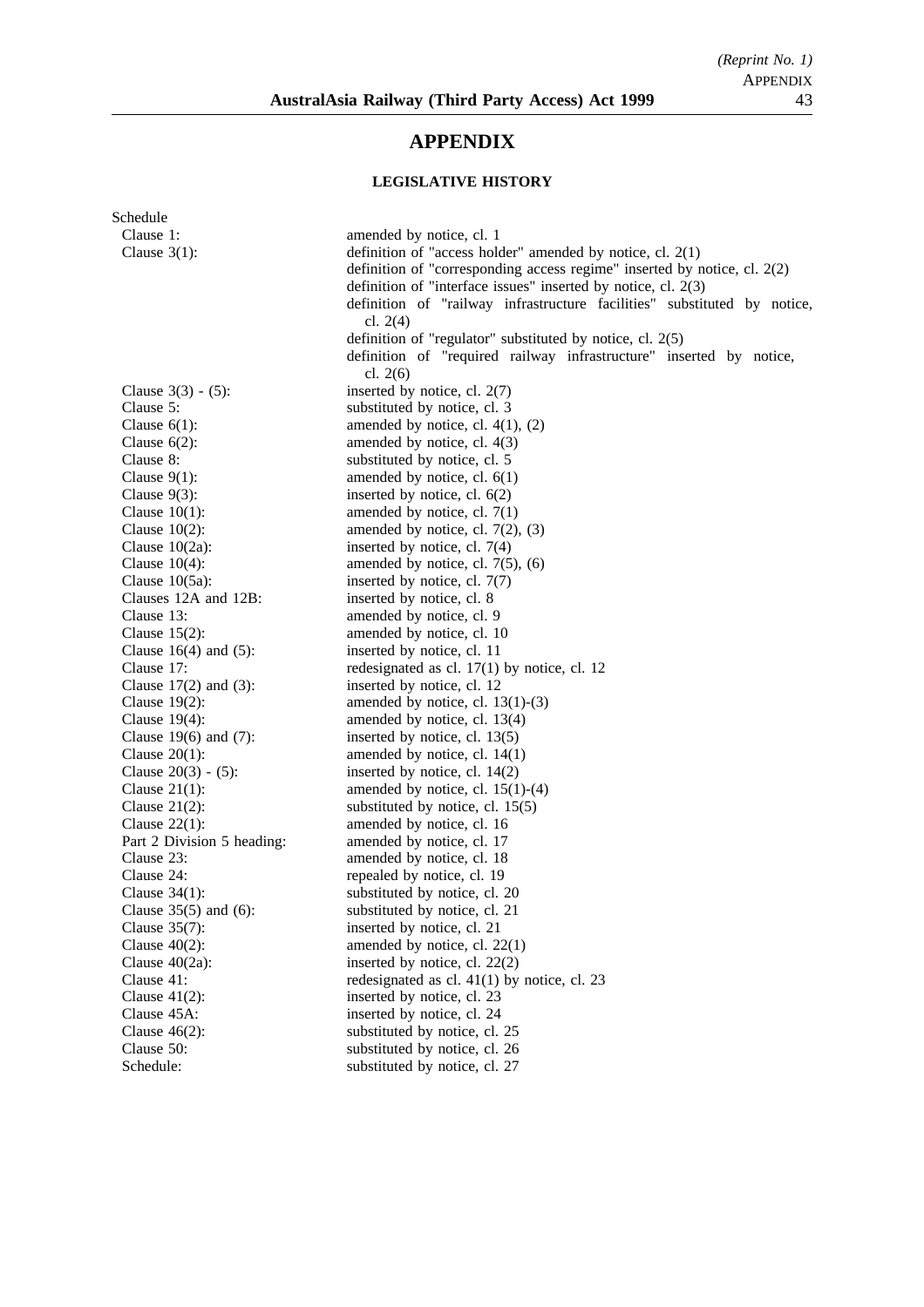# APPENDIX

## LEGISLATIVE HISTORY

Schedule

| | |
|---|---|
| Clause 1: | amended by notice, cl. 1 |
| Clause 3(1): | definition of "access holder" amended by notice, cl. 2(1) |
| | definition of "corresponding access regime" inserted by notice, cl. 2(2) |
| | definition of "interface issues" inserted by notice, cl. 2(3) |
| | definition of "railway infrastructure facilities" substituted by notice, cl. 2(4) |
| | definition of "regulator" substituted by notice, cl. 2(5) |
| | definition of "required railway infrastructure" inserted by notice, cl. 2(6) |
| Clause 3(3) - (5): | inserted by notice, cl. 2(7) |
| Clause 5: | substituted by notice, cl. 3 |
| Clause 6(1): | amended by notice, cl. 4(1), (2) |
| Clause 6(2): | amended by notice, cl. 4(3) |
| Clause 8: | substituted by notice, cl. 5 |
| Clause 9(1): | amended by notice, cl. 6(1) |
| Clause 9(3): | inserted by notice, cl. 6(2) |
| Clause 10(1): | amended by notice, cl. 7(1) |
| Clause 10(2): | amended by notice, cl. 7(2), (3) |
| Clause 10(2a): | inserted by notice, cl. 7(4) |
| Clause 10(4): | amended by notice, cl. 7(5), (6) |
| Clause 10(5a): | inserted by notice, cl. 7(7) |
| Clauses 12A and 12B: | inserted by notice, cl. 8 |
| Clause 13: | amended by notice, cl. 9 |
| Clause 15(2): | amended by notice, cl. 10 |
| Clause 16(4) and (5): | inserted by notice, cl. 11 |
| Clause 17: | redesignated as cl. 17(1) by notice, cl. 12 |
| Clause 17(2) and (3): | inserted by notice, cl. 12 |
| Clause 19(2): | amended by notice, cl. 13(1)-(3) |
| Clause 19(4): | amended by notice, cl. 13(4) |
| Clause 19(6) and (7): | inserted by notice, cl. 13(5) |
| Clause 20(1): | amended by notice, cl. 14(1) |
| Clause 20(3) - (5): | inserted by notice, cl. 14(2) |
| Clause 21(1): | amended by notice, cl. 15(1)-(4) |
| Clause 21(2): | substituted by notice, cl. 15(5) |
| Clause 22(1): | amended by notice, cl. 16 |
| Part 2 Division 5 heading: | amended by notice, cl. 17 |
| Clause 23: | amended by notice, cl. 18 |
| Clause 24: | repealed by notice, cl. 19 |
| Clause 34(1): | substituted by notice, cl. 20 |
| Clause 35(5) and (6): | substituted by notice, cl. 21 |
| Clause 35(7): | inserted by notice, cl. 21 |
| Clause 40(2): | amended by notice, cl. 22(1) |
| Clause 40(2a): | inserted by notice, cl. 22(2) |
| Clause 41: | redesignated as cl. 41(1) by notice, cl. 23 |
| Clause 41(2): | inserted by notice, cl. 23 |
| Clause 45A: | inserted by notice, cl. 24 |
| Clause 46(2): | substituted by notice, cl. 25 |
| Clause 50: | substituted by notice, cl. 26 |
| Schedule: | substituted by notice, cl. 27 |